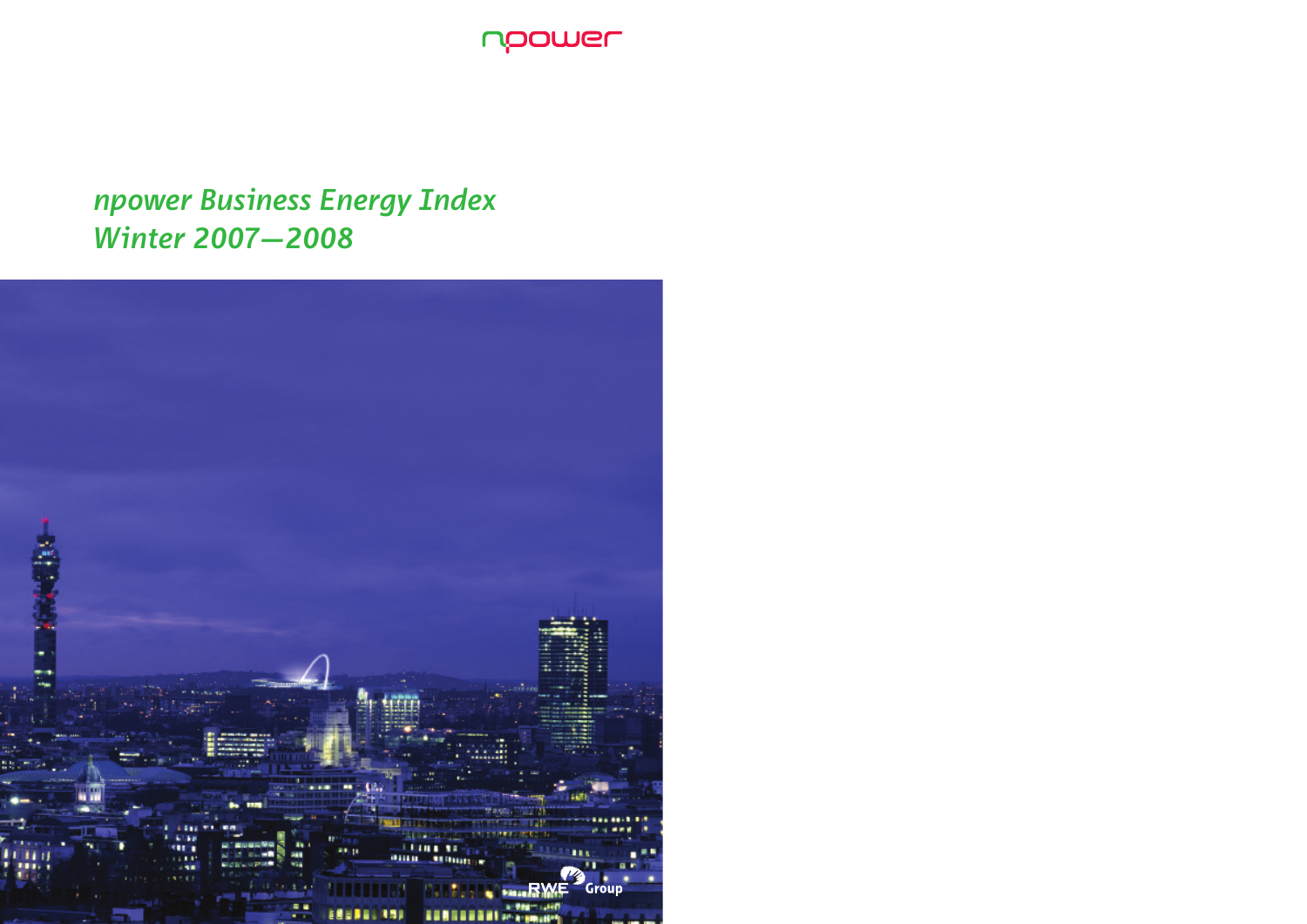npower

# npower Business Energy Index
## Winter 2007—2008

RWE Group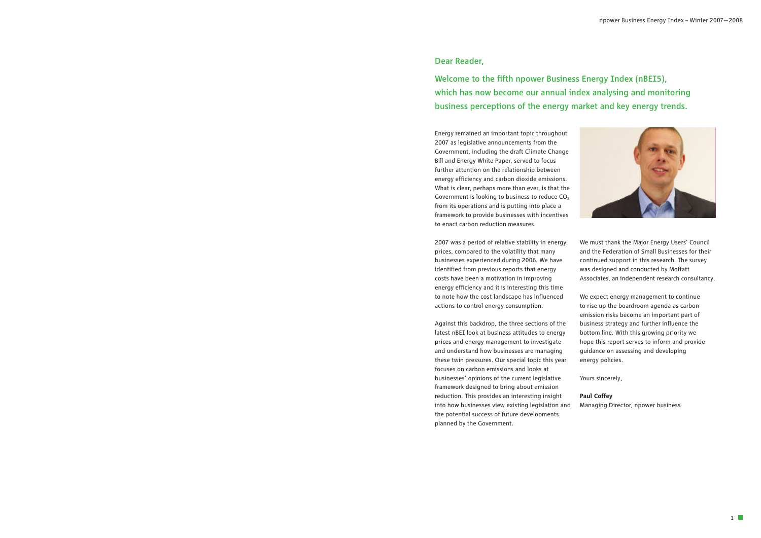## Dear Reader,

## Welcome to the fifth npower Business Energy Index (nBEI5), which has now become our annual index analysing and monitoring business perceptions of the energy market and key energy trends.

Energy remained an important topic throughout 2007 as legislative announcements from the Government, including the draft Climate Change Bill and Energy White Paper, served to focus further attention on the relationship between energy efficiency and carbon dioxide emissions. What is clear, perhaps more than ever, is that the Government is looking to business to reduce $CO_2$ from its operations and is putting into place a framework to provide businesses with incentives to enact carbon reduction measures.

2007 was a period of relative stability in energy prices, compared to the volatility that many businesses experienced during 2006. We have identified from previous reports that energy costs have been a motivation in improving energy efficiency and it is interesting this time to note how the cost landscape has influenced actions to control energy consumption.

Against this backdrop, the three sections of the latest nBEI look at business attitudes to energy prices and energy management to investigate and understand how businesses are managing these twin pressures. Our special topic this year focuses on carbon emissions and looks at businesses' opinions of the current legislative framework designed to bring about emission reduction. This provides an interesting insight into how businesses view existing legislation and the potential success of future developments planned by the Government.

We must thank the Major Energy Users' Council and the Federation of Small Businesses for their continued support in this research. The survey was designed and conducted by Moffatt Associates, an independent research consultancy.

We expect energy management to continue to rise up the boardroom agenda as carbon emission risks become an important part of business strategy and further influence the bottom line. With this growing priority we hope this report serves to inform and provide guidance on assessing and developing energy policies.

Yours sincerely,

**Paul Coffey**
Managing Director, npower business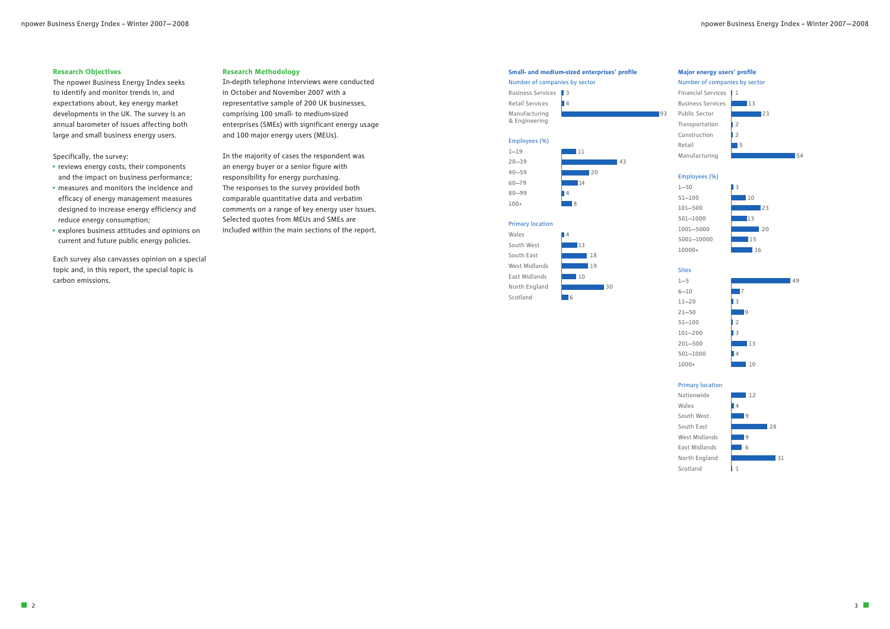## Research Objectives

The npower Business Energy Index seeks to identify and monitor trends in, and expectations about, key energy market developments in the UK. The survey is an annual barometer of issues affecting both large and small business energy users.

Specifically, the survey:

- reviews energy costs, their components and the impact on business performance;
- measures and monitors the incidence and efficacy of energy management measures designed to increase energy efficiency and reduce energy consumption;
- explores business attitudes and opinions on current and future public energy policies.

Each survey also canvasses opinion on a special topic and, in this report, the special topic is carbon emissions.

## Research Methodology

In-depth telephone interviews were conducted in October and November 2007 with a representative sample of 200 UK businesses, comprising 100 small- to medium-sized enterprises (SMEs) with significant energy usage and 100 major energy users (MEUs).

In the majority of cases the respondent was an energy buyer or a senior figure with responsibility for energy purchasing. The responses to the survey provided both comparable quantitative data and verbatim comments on a range of key energy user issues. Selected quotes from MEUs and SMEs are included within the main sections of the report.

### Small- and medium-sized enterprises' profile

**Number of companies by sector**

| Sector | Number |
|---|---|
| Business Services | 3 |
| Retail Services | 4 |
| Manufacturing & Engineering | 93 |

**Employees (%)**

| Employees | % |
|---|---|
| 1–19 | 11 |
| 20–39 | 43 |
| 40–59 | 20 |
| 60–79 | 14 |
| 80–99 | 4 |
| 100+ | 8 |

**Primary location**

| Location | Number |
|---|---|
| Wales | 4 |
| South West | 13 |
| South East | 18 |
| West Midlands | 19 |
| East Midlands | 10 |
| North England | 30 |
| Scotland | 6 |

### Major energy users' profile

**Number of companies by sector**

| Sector | Number |
|---|---|
| Financial Services | 1 |
| Business Services | 13 |
| Public Sector | 23 |
| Transportation | 2 |
| Construction | 2 |
| Retail | 5 |
| Manufacturing | 54 |

**Employees (%)**

| Employees | % |
|---|---|
| 1–50 | 3 |
| 51–100 | 10 |
| 101–500 | 23 |
| 501–1000 | 13 |
| 1001–5000 | 20 |
| 5001–10000 | 15 |
| 10000+ | 16 |

**Sites**

| Sites | Number |
|---|---|
| 1–5 | 49 |
| 6–10 | 7 |
| 11–20 | 3 |
| 21–50 | 9 |
| 51–100 | 2 |
| 101–200 | 3 |
| 201–500 | 13 |
| 501–1000 | 4 |
| 1000+ | 10 |

**Primary location**

| Location | Number |
|---|---|
| Nationwide | 12 |
| Wales | 4 |
| South West | 9 |
| South East | 28 |
| West Midlands | 9 |
| East Midlands | 6 |
| North England | 31 |
| Scotland | 1 |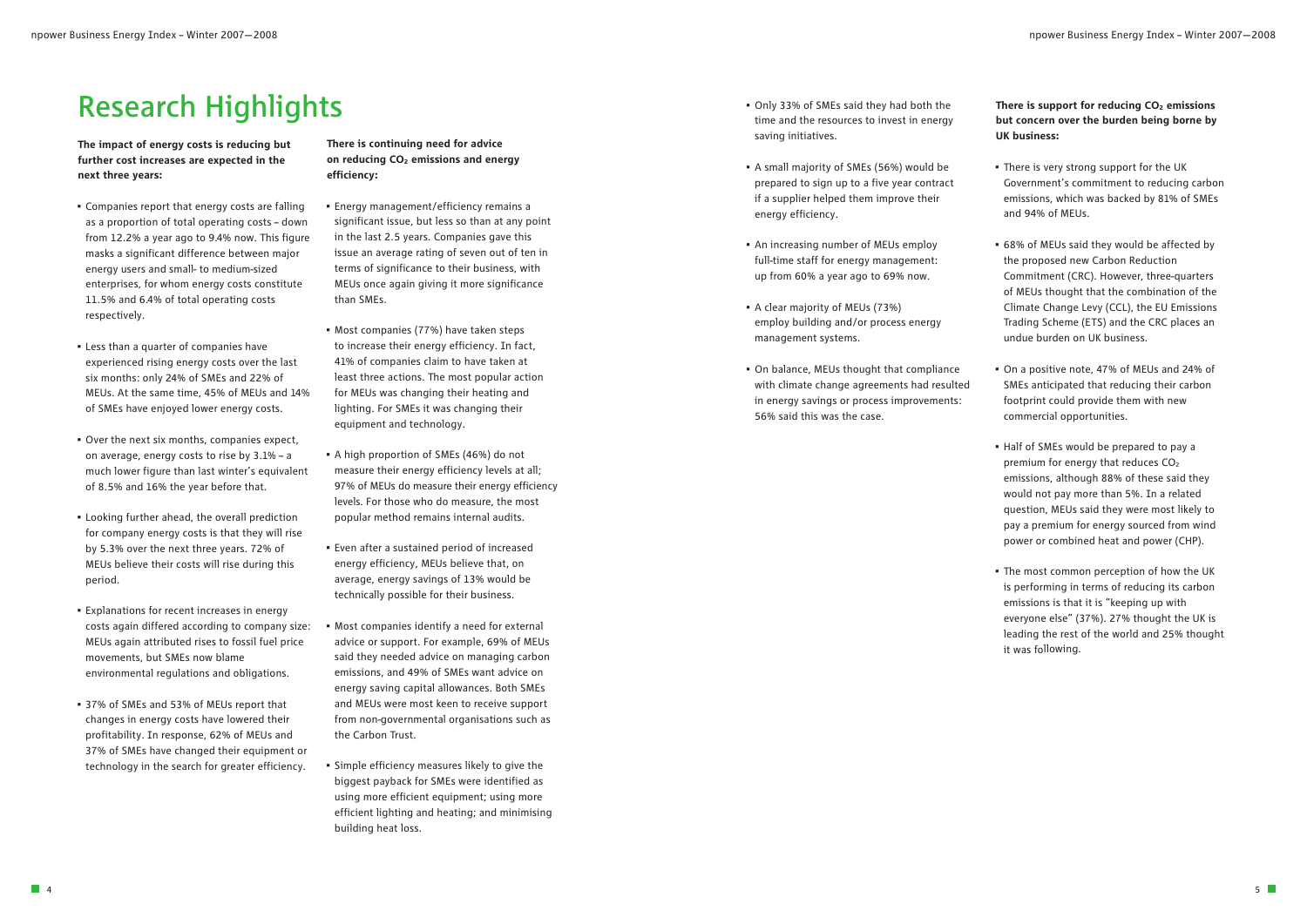# Research Highlights

**The impact of energy costs is reducing but further cost increases are expected in the next three years:**

- Companies report that energy costs are falling as a proportion of total operating costs – down from 12.2% a year ago to 9.4% now. This figure masks a significant difference between major energy users and small- to medium-sized enterprises, for whom energy costs constitute 11.5% and 6.4% of total operating costs respectively.
- Less than a quarter of companies have experienced rising energy costs over the last six months: only 24% of SMEs and 22% of MEUs. At the same time, 45% of MEUs and 14% of SMEs have enjoyed lower energy costs.
- Over the next six months, companies expect, on average, energy costs to rise by 3.1% – a much lower figure than last winter's equivalent of 8.5% and 16% the year before that.
- Looking further ahead, the overall prediction for company energy costs is that they will rise by 5.3% over the next three years. 72% of MEUs believe their costs will rise during this period.
- Explanations for recent increases in energy costs again differed according to company size: MEUs again attributed rises to fossil fuel price movements, but SMEs now blame environmental regulations and obligations.
- 37% of SMEs and 53% of MEUs report that changes in energy costs have lowered their profitability. In response, 62% of MEUs and 37% of SMEs have changed their equipment or technology in the search for greater efficiency.

**There is continuing need for advice on reducing $CO_2$ emissions and energy efficiency:**

- Energy management/efficiency remains a significant issue, but less so than at any point in the last 2.5 years. Companies gave this issue an average rating of seven out of ten in terms of significance to their business, with MEUs once again giving it more significance than SMEs.
- Most companies (77%) have taken steps to increase their energy efficiency. In fact, 41% of companies claim to have taken at least three actions. The most popular action for MEUs was changing their heating and lighting. For SMEs it was changing their equipment and technology.
- A high proportion of SMEs (46%) do not measure their energy efficiency levels at all; 97% of MEUs do measure their energy efficiency levels. For those who do measure, the most popular method remains internal audits.
- Even after a sustained period of increased energy efficiency, MEUs believe that, on average, energy savings of 13% would be technically possible for their business.
- Most companies identify a need for external advice or support. For example, 69% of MEUs said they needed advice on managing carbon emissions, and 49% of SMEs want advice on energy saving capital allowances. Both SMEs and MEUs were most keen to receive support from non-governmental organisations such as the Carbon Trust.
- Simple efficiency measures likely to give the biggest payback for SMEs were identified as using more efficient equipment; using more efficient lighting and heating; and minimising building heat loss.
- Only 33% of SMEs said they had both the time and the resources to invest in energy saving initiatives.
- A small majority of SMEs (56%) would be prepared to sign up to a five year contract if a supplier helped them improve their energy efficiency.
- An increasing number of MEUs employ full-time staff for energy management: up from 60% a year ago to 69% now.
- A clear majority of MEUs (73%) employ building and/or process energy management systems.
- On balance, MEUs thought that compliance with climate change agreements had resulted in energy savings or process improvements: 56% said this was the case.

**There is support for reducing $CO_2$ emissions but concern over the burden being borne by UK business:**

- There is very strong support for the UK Government's commitment to reducing carbon emissions, which was backed by 81% of SMEs and 94% of MEUs.
- 68% of MEUs said they would be affected by the proposed new Carbon Reduction Commitment (CRC). However, three-quarters of MEUs thought that the combination of the Climate Change Levy (CCL), the EU Emissions Trading Scheme (ETS) and the CRC places an undue burden on UK business.
- On a positive note, 47% of MEUs and 24% of SMEs anticipated that reducing their carbon footprint could provide them with new commercial opportunities.
- Half of SMEs would be prepared to pay a premium for energy that reduces $CO_2$ emissions, although 88% of these said they would not pay more than 5%. In a related question, MEUs said they were most likely to pay a premium for energy sourced from wind power or combined heat and power (CHP).
- The most common perception of how the UK is performing in terms of reducing its carbon emissions is that it is "keeping up with everyone else" (37%). 27% thought the UK is leading the rest of the world and 25% thought it was following.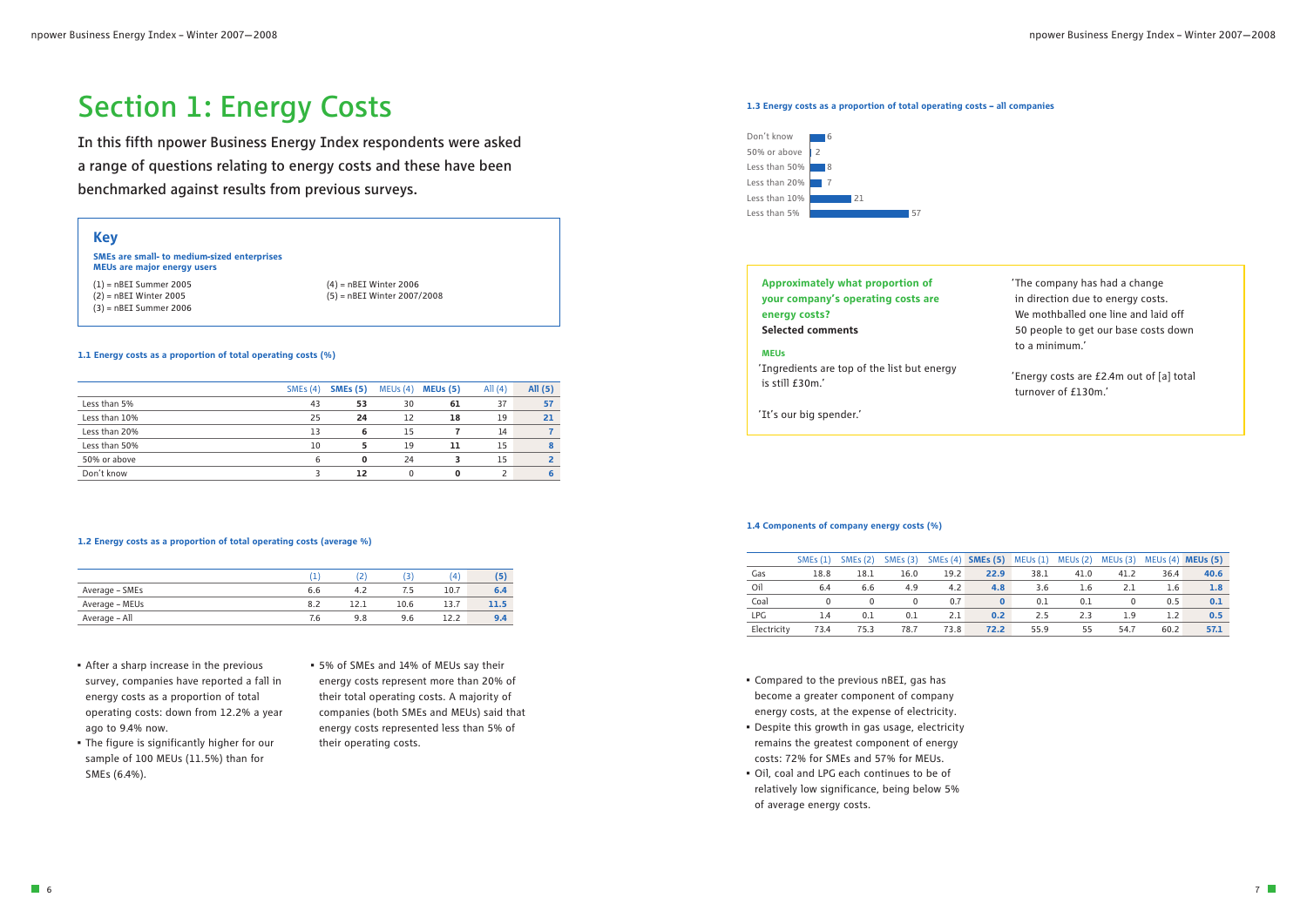// Section 1: Energy Costs

# Section 1: Energy Costs

**In this fifth npower Business Energy Index respondents were asked a range of questions relating to energy costs and these have been benchmarked against results from previous surveys.**

## Key

**SMEs are small- to medium-sized enterprises**
**MEUs are major energy users**

(1) = nBEI Summer 2005
(2) = nBEI Winter 2005
(3) = nBEI Summer 2006
(4) = nBEI Winter 2006
(5) = nBEI Winter 2007/2008

### 1.1 Energy costs as a proportion of total operating costs (%)

| | SMEs (4) | SMEs (5) | MEUs (4) | MEUs (5) | All (4) | All (5) |
|---|---|---|---|---|---|---|
| Less than 5% | 43 | **53** | 30 | **61** | 37 | **57** |
| Less than 10% | 25 | **24** | 12 | **18** | 19 | **21** |
| Less than 20% | 13 | **6** | 15 | **7** | 14 | **7** |
| Less than 50% | 10 | **5** | 19 | **11** | 15 | **8** |
| 50% or above | 6 | **0** | 24 | **3** | 15 | **2** |
| Don't know | 3 | **12** | 0 | **0** | 2 | **6** |

### 1.2 Energy costs as a proportion of total operating costs (average %)

| | (1) | (2) | (3) | (4) | (5) |
|---|---|---|---|---|---|
| Average – SMEs | 6.6 | 4.2 | 7.5 | 10.7 | **6.4** |
| Average – MEUs | 8.2 | 12.1 | 10.6 | 13.7 | **11.5** |
| Average – All | 7.6 | 9.8 | 9.6 | 12.2 | **9.4** |

- After a sharp increase in the previous survey, companies have reported a fall in energy costs as a proportion of total operating costs: down from 12.2% a year ago to 9.4% now.
- The figure is significantly higher for our sample of 100 MEUs (11.5%) than for SMEs (6.4%).
- 5% of SMEs and 14% of MEUs say their energy costs represent more than 20% of their total operating costs. A majority of companies (both SMEs and MEUs) said that energy costs represented less than 5% of their operating costs.

### 1.3 Energy costs as a proportion of total operating costs – all companies

| | % |
|---|---|
| Don't know | 6 |
| 50% or above | 2 |
| Less than 50% | 8 |
| Less than 20% | 7 |
| Less than 10% | 21 |
| Less than 5% | 57 |

**Approximately what proportion of your company's operating costs are energy costs?**
**Selected comments**

**MEUs**

'Ingredients are top of the list but energy is still £30m.'

'It's our big spender.'

'The company has had a change in direction due to energy costs. We mothballed one line and laid off 50 people to get our base costs down to a minimum.'

'Energy costs are £2.4m out of [a] total turnover of £130m.'

### 1.4 Components of company energy costs (%)

| | SMEs (1) | SMEs (2) | SMEs (3) | SMEs (4) | SMEs (5) | MEUs (1) | MEUs (2) | MEUs (3) | MEUs (4) | MEUs (5) |
|---|---|---|---|---|---|---|---|---|---|---|
| Gas | 18.8 | 18.1 | 16.0 | 19.2 | **22.9** | 38.1 | 41.0 | 41.2 | 36.4 | **40.6** |
| Oil | 6.4 | 6.6 | 4.9 | 4.2 | **4.8** | 3.6 | 1.6 | 2.1 | 1.6 | **1.8** |
| Coal | 0 | 0 | 0 | 0.7 | **0** | 0.1 | 0.1 | 0 | 0.5 | **0.1** |
| LPG | 1.4 | 0.1 | 0.1 | 2.1 | **0.2** | 2.5 | 2.3 | 1.9 | 1.2 | **0.5** |
| Electricity | 73.4 | 75.3 | 78.7 | 73.8 | **72.2** | 55.9 | 55 | 54.7 | 60.2 | **57.1** |

- Compared to the previous nBEI, gas has become a greater component of company energy costs, at the expense of electricity.
- Despite this growth in gas usage, electricity remains the greatest component of energy costs: 72% for SMEs and 57% for MEUs.
- Oil, coal and LPG each continues to be of relatively low significance, being below 5% of average energy costs.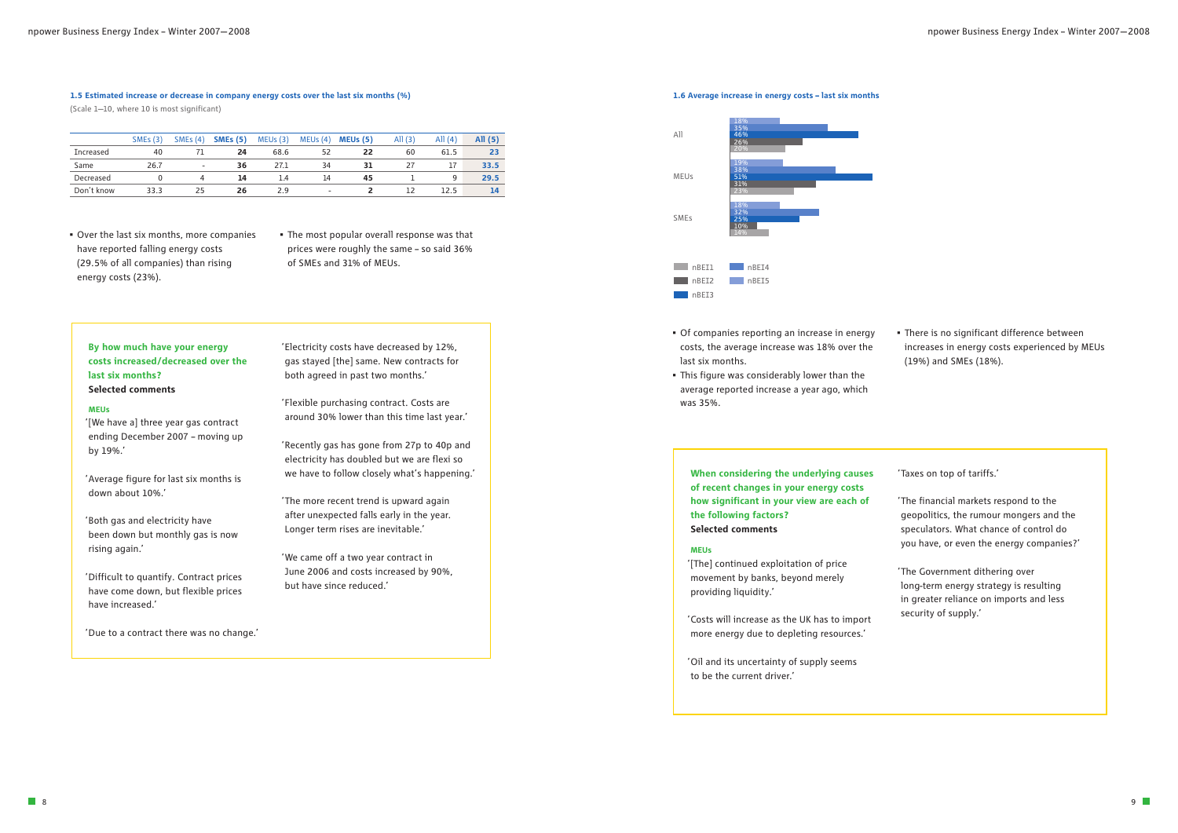### 1.5 Estimated increase or decrease in company energy costs over the last six months (%)

(Scale 1–10, where 10 is most significant)

| | SMEs (3) | SMEs (4) | **SMEs (5)** | MEUs (3) | MEUs (4) | **MEUs (5)** | All (3) | All (4) | **All (5)** |
|---|---|---|---|---|---|---|---|---|---|
| Increased | 40 | 71 | **24** | 68.6 | 52 | **22** | 60 | 61.5 | **23** |
| Same | 26.7 | - | **36** | 27.1 | 34 | **31** | 27 | 17 | **33.5** |
| Decreased | 0 | 4 | **14** | 1.4 | 14 | **45** | 1 | 9 | **29.5** |
| Don't know | 33.3 | 25 | **26** | 2.9 | - | **2** | 12 | 12.5 | **14** |

- Over the last six months, more companies have reported falling energy costs (29.5% of all companies) than rising energy costs (23%).
- The most popular overall response was that prices were roughly the same – so said 36% of SMEs and 31% of MEUs.

**By how much have your energy costs increased/decreased over the last six months?**
**Selected comments**

**MEUs**

'[We have a] three year gas contract ending December 2007 – moving up by 19%.'

'Average figure for last six months is down about 10%.'

'Both gas and electricity have been down but monthly gas is now rising again.'

'Difficult to quantify. Contract prices have come down, but flexible prices have increased.'

'Due to a contract there was no change.'

'Electricity costs have decreased by 12%, gas stayed [the] same. New contracts for both agreed in past two months.'

'Flexible purchasing contract. Costs are around 30% lower than this time last year.'

'Recently gas has gone from 27p to 40p and electricity has doubled but we are flexi so we have to follow closely what's happening.'

'The more recent trend is upward again after unexpected falls early in the year. Longer term rises are inevitable.'

'We came off a two year contract in June 2006 and costs increased by 90%, but have since reduced.'

### 1.6 Average increase in energy costs – last six months

| | nBEI1 | nBEI2 | nBEI3 | nBEI4 | nBEI5 |
|---|---|---|---|---|---|
| All | 20% | 26% | 46% | 35% | 18% |
| MEUs | 23% | 31% | 51% | 38% | 19% |
| SMEs | 14% | 10% | 25% | 32% | 18% |

- Of companies reporting an increase in energy costs, the average increase was 18% over the last six months.
- This figure was considerably lower than the average reported increase a year ago, which was 35%.
- There is no significant difference between increases in energy costs experienced by MEUs (19%) and SMEs (18%).

**When considering the underlying causes of recent changes in your energy costs how significant in your view are each of the following factors?**
**Selected comments**

**MEUs**

'[The] continued exploitation of price movement by banks, beyond merely providing liquidity.'

'Costs will increase as the UK has to import more energy due to depleting resources.'

'Oil and its uncertainty of supply seems to be the current driver.'

'Taxes on top of tariffs.'

'The financial markets respond to the geopolitics, the rumour mongers and the speculators. What chance of control do you have, or even the energy companies?'

'The Government dithering over long-term energy strategy is resulting in greater reliance on imports and less security of supply.'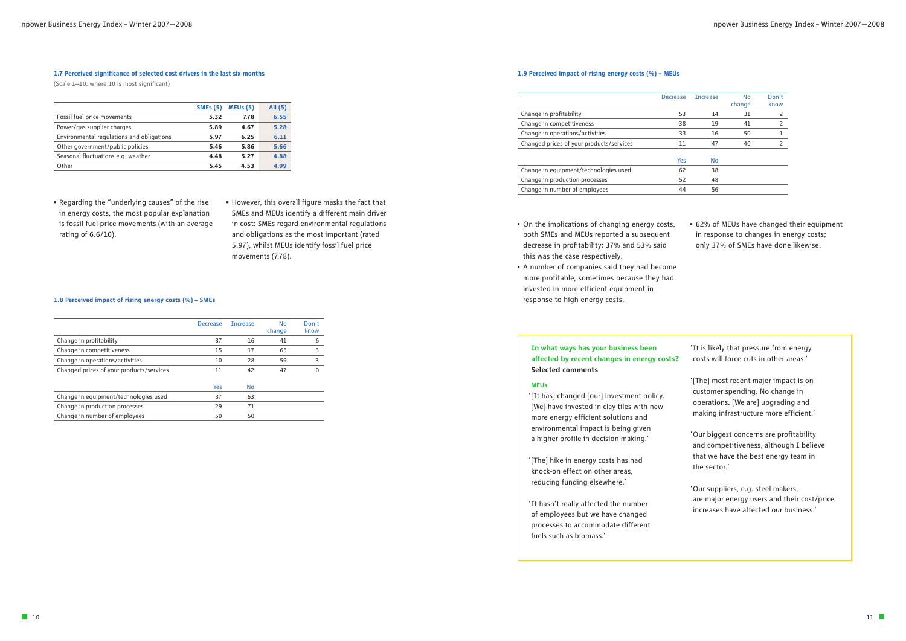### 1.7 Perceived significance of selected cost drivers in the last six months

(Scale 1–10, where 10 is most significant)

| | SMEs (5) | MEUs (5) | All (5) |
|---|---|---|---|
| Fossil fuel price movements | 5.32 | 7.78 | 6.55 |
| Power/gas supplier charges | 5.89 | 4.67 | 5.28 |
| Environmental regulations and obligations | 5.97 | 6.25 | 6.11 |
| Other government/public policies | 5.46 | 5.86 | 5.66 |
| Seasonal fluctuations e.g. weather | 4.48 | 5.27 | 4.88 |
| Other | 5.45 | 4.53 | 4.99 |

- Regarding the "underlying causes" of the rise in energy costs, the most popular explanation is fossil fuel price movements (with an average rating of 6.6/10).
- However, this overall figure masks the fact that SMEs and MEUs identify a different main driver in cost: SMEs regard environmental regulations and obligations as the most important (rated 5.97), whilst MEUs identify fossil fuel price movements (7.78).

### 1.8 Perceived impact of rising energy costs (%) – SMEs

| | Decrease | Increase | No change | Don't know |
|---|---|---|---|---|
| Change in profitability | 37 | 16 | 41 | 6 |
| Change in competitiveness | 15 | 17 | 65 | 3 |
| Change in operations/activities | 10 | 28 | 59 | 3 |
| Changed prices of your products/services | 11 | 42 | 47 | 0 |
| | **Yes** | **No** | | |
| Change in equipment/technologies used | 37 | 63 | | |
| Change in production processes | 29 | 71 | | |
| Change in number of employees | 50 | 50 | | |

### 1.9 Perceived impact of rising energy costs (%) – MEUs

| | Decrease | Increase | No change | Don't know |
|---|---|---|---|---|
| Change in profitability | 53 | 14 | 31 | 2 |
| Change in competitiveness | 38 | 19 | 41 | 2 |
| Change in operations/activities | 33 | 16 | 50 | 1 |
| Changed prices of your products/services | 11 | 47 | 40 | 2 |
| | **Yes** | **No** | | |
| Change in equipment/technologies used | 62 | 38 | | |
| Change in production processes | 52 | 48 | | |
| Change in number of employees | 44 | 56 | | |

- On the implications of changing energy costs, both SMEs and MEUs reported a subsequent decrease in profitability: 37% and 53% said this was the case respectively.
- A number of companies said they had become more profitable, sometimes because they had invested in more efficient equipment in response to high energy costs.
- 62% of MEUs have changed their equipment in response to changes in energy costs; only 37% of SMEs have done likewise.

**In what ways has your business been affected by recent changes in energy costs?**
**Selected comments**

**MEUs**

'[It has] changed [our] investment policy. [We] have invested in clay tiles with new more energy efficient solutions and environmental impact is being given a higher profile in decision making.'

'[The] hike in energy costs has had knock-on effect on other areas, reducing funding elsewhere.'

'It hasn't really affected the number of employees but we have changed processes to accommodate different fuels such as biomass.'

'It is likely that pressure from energy costs will force cuts in other areas.'

'[The] most recent major impact is on customer spending. No change in operations. [We are] upgrading and making infrastructure more efficient.'

'Our biggest concerns are profitability and competitiveness, although I believe that we have the best energy team in the sector.'

'Our suppliers, e.g. steel makers, are major energy users and their cost/price increases have affected our business.'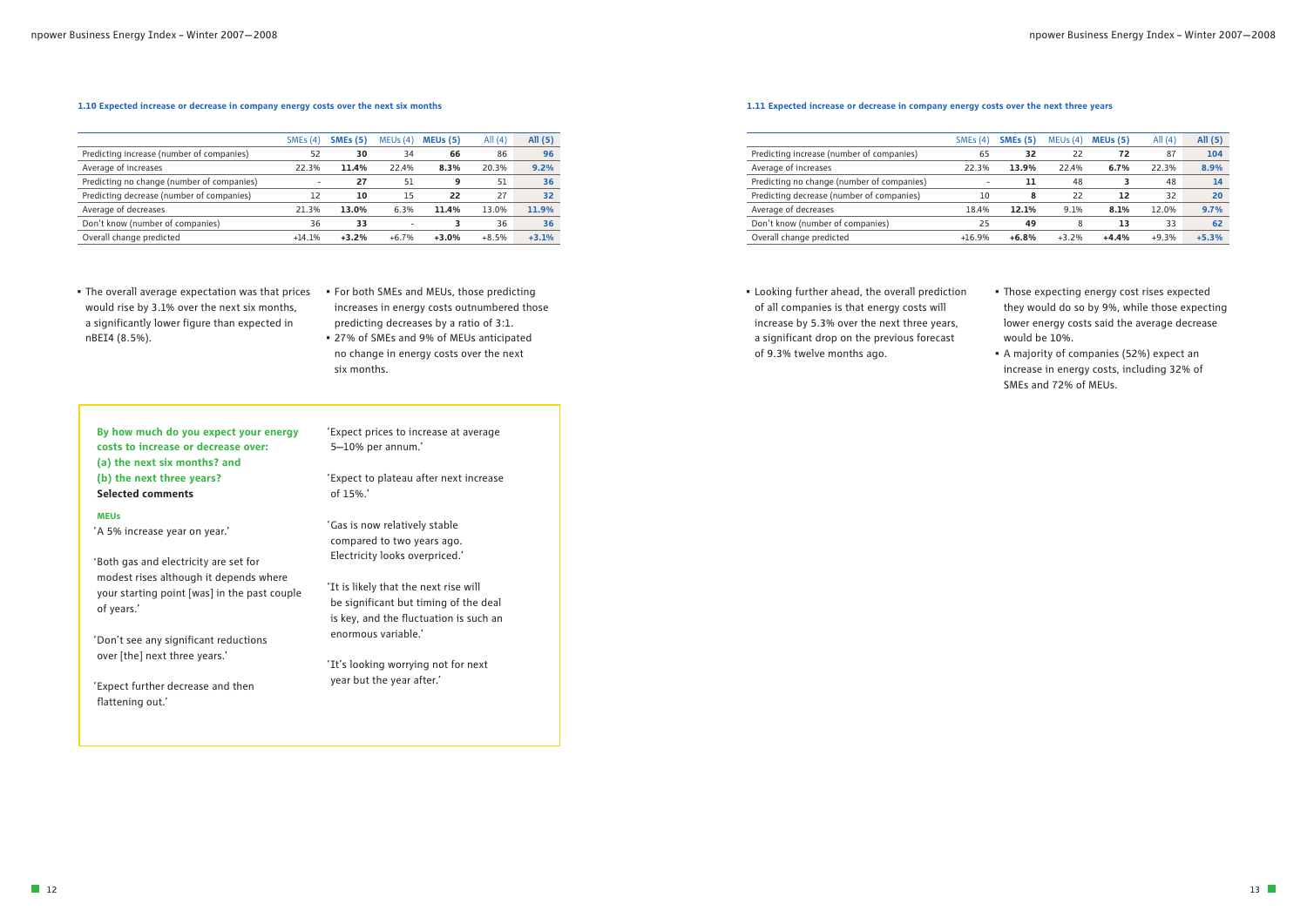### 1.10 Expected increase or decrease in company energy costs over the next six months

| | SMEs (4) | SMEs (5) | MEUs (4) | MEUs (5) | All (4) | All (5) |
|---|---|---|---|---|---|---|
| Predicting increase (number of companies) | 52 | **30** | 34 | **66** | 86 | **96** |
| Average of increases | 22.3% | **11.4%** | 22.4% | **8.3%** | 20.3% | **9.2%** |
| Predicting no change (number of companies) | - | **27** | 51 | **9** | 51 | **36** |
| Predicting decrease (number of companies) | 12 | **10** | 15 | **22** | 27 | **32** |
| Average of decreases | 21.3% | **13.0%** | 6.3% | **11.4%** | 13.0% | **11.9%** |
| Don't know (number of companies) | 36 | **33** | - | **3** | 36 | **36** |
| Overall change predicted | +14.1% | **+3.2%** | +6.7% | **+3.0%** | +8.5% | **+3.1%** |

- The overall average expectation was that prices would rise by 3.1% over the next six months, a significantly lower figure than expected in nBEI4 (8.5%).
- For both SMEs and MEUs, those predicting increases in energy costs outnumbered those predicting decreases by a ratio of 3:1.
- 27% of SMEs and 9% of MEUs anticipated no change in energy costs over the next six months.

**By how much do you expect your energy costs to increase or decrease over:**
**(a) the next six months? and**
**(b) the next three years?**
**Selected comments**

**MEUs**

'A 5% increase year on year.'

'Both gas and electricity are set for modest rises although it depends where your starting point [was] in the past couple of years.'

'Don't see any significant reductions over [the] next three years.'

'Expect further decrease and then flattening out.'

'Expect prices to increase at average 5–10% per annum.'

'Expect to plateau after next increase of 15%.'

'Gas is now relatively stable compared to two years ago. Electricity looks overpriced.'

'It is likely that the next rise will be significant but timing of the deal is key, and the fluctuation is such an enormous variable.'

'It's looking worrying not for next year but the year after.'

### 1.11 Expected increase or decrease in company energy costs over the next three years

| | SMEs (4) | SMEs (5) | MEUs (4) | MEUs (5) | All (4) | All (5) |
|---|---|---|---|---|---|---|
| Predicting increase (number of companies) | 65 | **32** | 22 | **72** | 87 | **104** |
| Average of increases | 22.3% | **13.9%** | 22.4% | **6.7%** | 22.3% | **8.9%** |
| Predicting no change (number of companies) | - | **11** | 48 | **3** | 48 | **14** |
| Predicting decrease (number of companies) | 10 | **8** | 22 | **12** | 32 | **20** |
| Average of decreases | 18.4% | **12.1%** | 9.1% | **8.1%** | 12.0% | **9.7%** |
| Don't know (number of companies) | 25 | **49** | 8 | **13** | 33 | **62** |
| Overall change predicted | +16.9% | **+6.8%** | +3.2% | **+4.4%** | +9.3% | **+5.3%** |

- Looking further ahead, the overall prediction of all companies is that energy costs will increase by 5.3% over the next three years, a significant drop on the previous forecast of 9.3% twelve months ago.
- Those expecting energy cost rises expected they would do so by 9%, while those expecting lower energy costs said the average decrease would be 10%.
- A majority of companies (52%) expect an increase in energy costs, including 32% of SMEs and 72% of MEUs.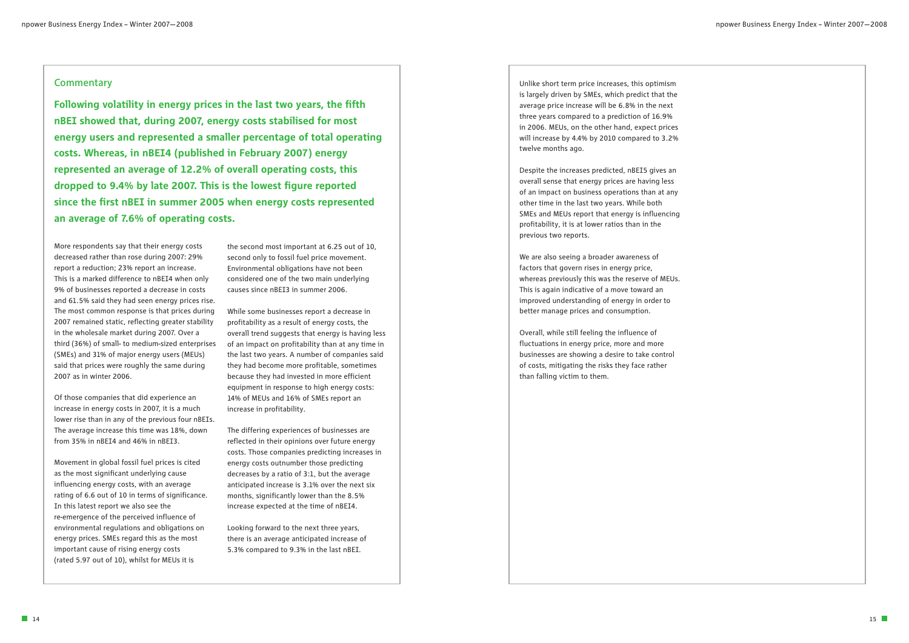## Commentary

**Following volatility in energy prices in the last two years, the fifth nBEI showed that, during 2007, energy costs stabilised for most energy users and represented a smaller percentage of total operating costs. Whereas, in nBEI4 (published in February 2007) energy represented an average of 12.2% of overall operating costs, this dropped to 9.4% by late 2007. This is the lowest figure reported since the first nBEI in summer 2005 when energy costs represented an average of 7.6% of operating costs.**

More respondents say that their energy costs decreased rather than rose during 2007: 29% report a reduction; 23% report an increase. This is a marked difference to nBEI4 when only 9% of businesses reported a decrease in costs and 61.5% said they had seen energy prices rise. The most common response is that prices during 2007 remained static, reflecting greater stability in the wholesale market during 2007. Over a third (36%) of small- to medium-sized enterprises (SMEs) and 31% of major energy users (MEUs) said that prices were roughly the same during 2007 as in winter 2006.

Of those companies that did experience an increase in energy costs in 2007, it is a much lower rise than in any of the previous four nBEIs. The average increase this time was 18%, down from 35% in nBEI4 and 46% in nBEI3.

Movement in global fossil fuel prices is cited as the most significant underlying cause influencing energy costs, with an average rating of 6.6 out of 10 in terms of significance. In this latest report we also see the re-emergence of the perceived influence of environmental regulations and obligations on energy prices. SMEs regard this as the most important cause of rising energy costs (rated 5.97 out of 10), whilst for MEUs it is the second most important at 6.25 out of 10, second only to fossil fuel price movement. Environmental obligations have not been considered one of the two main underlying causes since nBEI3 in summer 2006.

While some businesses report a decrease in profitability as a result of energy costs, the overall trend suggests that energy is having less of an impact on profitability than at any time in the last two years. A number of companies said they had become more profitable, sometimes because they had invested in more efficient equipment in response to high energy costs: 14% of MEUs and 16% of SMEs report an increase in profitability.

The differing experiences of businesses are reflected in their opinions over future energy costs. Those companies predicting increases in energy costs outnumber those predicting decreases by a ratio of 3:1, but the average anticipated increase is 3.1% over the next six months, significantly lower than the 8.5% increase expected at the time of nBEI4.

Looking forward to the next three years, there is an average anticipated increase of 5.3% compared to 9.3% in the last nBEI.

Unlike short term price increases, this optimism is largely driven by SMEs, which predict that the average price increase will be 6.8% in the next three years compared to a prediction of 16.9% in 2006. MEUs, on the other hand, expect prices will increase by 4.4% by 2010 compared to 3.2% twelve months ago.

Despite the increases predicted, nBEI5 gives an overall sense that energy prices are having less of an impact on business operations than at any other time in the last two years. While both SMEs and MEUs report that energy is influencing profitability, it is at lower ratios than in the previous two reports.

We are also seeing a broader awareness of factors that govern rises in energy price, whereas previously this was the reserve of MEUs. This is again indicative of a move toward an improved understanding of energy in order to better manage prices and consumption.

Overall, while still feeling the influence of fluctuations in energy price, more and more businesses are showing a desire to take control of costs, mitigating the risks they face rather than falling victim to them.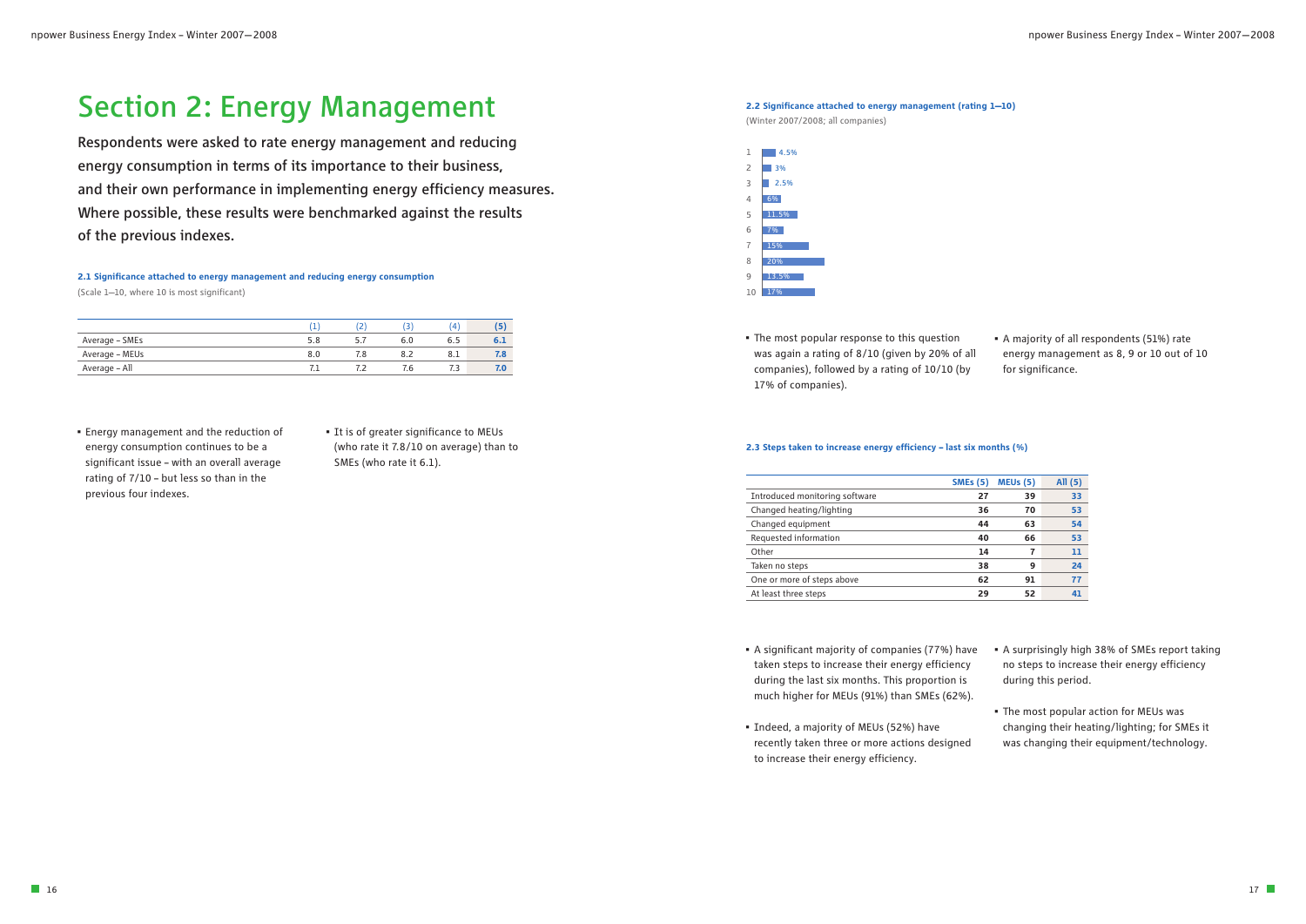# Section 2: Energy Management

Respondents were asked to rate energy management and reducing energy consumption in terms of its importance to their business, and their own performance in implementing energy efficiency measures. Where possible, these results were benchmarked against the results of the previous indexes.

**2.1 Significance attached to energy management and reducing energy consumption**

(Scale 1—10, where 10 is most significant)

| | (1) | (2) | (3) | (4) | (5) |
|---|---|---|---|---|---|
| Average – SMEs | 5.8 | 5.7 | 6.0 | 6.5 | **6.1** |
| Average – MEUs | 8.0 | 7.8 | 8.2 | 8.1 | **7.8** |
| Average – All | 7.1 | 7.2 | 7.6 | 7.3 | **7.0** |

- Energy management and the reduction of energy consumption continues to be a significant issue – with an overall average rating of 7/10 – but less so than in the previous four indexes.
- It is of greater significance to MEUs (who rate it 7.8/10 on average) than to SMEs (who rate it 6.1).

**2.2 Significance attached to energy management (rating 1—10)**

(Winter 2007/2008; all companies)

| Rating | % |
|---|---|
| 1 | 4.5% |
| 2 | 3% |
| 3 | 2.5% |
| 4 | 6% |
| 5 | 11.5% |
| 6 | 7% |
| 7 | 15% |
| 8 | 20% |
| 9 | 13.5% |
| 10 | 17% |

- The most popular response to this question was again a rating of 8/10 (given by 20% of all companies), followed by a rating of 10/10 (by 17% of companies).
- A majority of all respondents (51%) rate energy management as 8, 9 or 10 out of 10 for significance.

**2.3 Steps taken to increase energy efficiency – last six months (%)**

| | SMEs (5) | MEUs (5) | All (5) |
|---|---|---|---|
| Introduced monitoring software | 27 | 39 | 33 |
| Changed heating/lighting | 36 | 70 | 53 |
| Changed equipment | 44 | 63 | 54 |
| Requested information | 40 | 66 | 53 |
| Other | 14 | 7 | 11 |
| Taken no steps | 38 | 9 | 24 |
| One or more of steps above | 62 | 91 | 77 |
| At least three steps | 29 | 52 | 41 |

- A significant majority of companies (77%) have taken steps to increase their energy efficiency during the last six months. This proportion is much higher for MEUs (91%) than SMEs (62%).
- Indeed, a majority of MEUs (52%) have recently taken three or more actions designed to increase their energy efficiency.
- A surprisingly high 38% of SMEs report taking no steps to increase their energy efficiency during this period.
- The most popular action for MEUs was changing their heating/lighting; for SMEs it was changing their equipment/technology.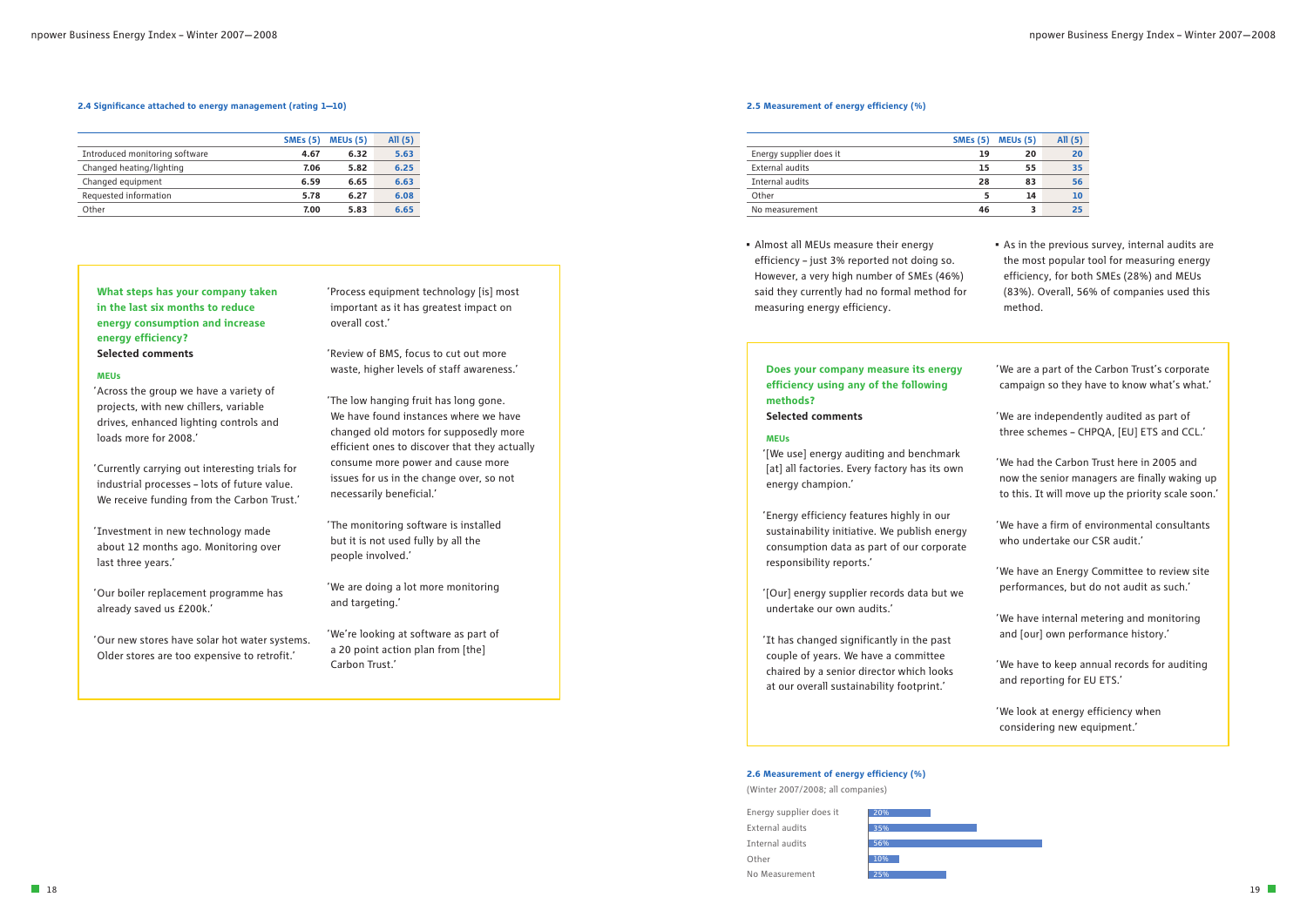**2.4 Significance attached to energy management (rating 1–10)**

| | SMEs (5) | MEUs (5) | All (5) |
|---|---|---|---|
| Introduced monitoring software | 4.67 | 6.32 | 5.63 |
| Changed heating/lighting | 7.06 | 5.82 | 6.25 |
| Changed equipment | 6.59 | 6.65 | 6.63 |
| Requested information | 5.78 | 6.27 | 6.08 |
| Other | 7.00 | 5.83 | 6.65 |

**What steps has your company taken in the last six months to reduce energy consumption and increase energy efficiency?**
**Selected comments**

**MEUs**

'Across the group we have a variety of projects, with new chillers, variable drives, enhanced lighting controls and loads more for 2008.'

'Currently carrying out interesting trials for industrial processes – lots of future value. We receive funding from the Carbon Trust.'

'Investment in new technology made about 12 months ago. Monitoring over last three years.'

'Our boiler replacement programme has already saved us £200k.'

'Our new stores have solar hot water systems. Older stores are too expensive to retrofit.'

'Process equipment technology [is] most important as it has greatest impact on overall cost.'

'Review of BMS, focus to cut out more waste, higher levels of staff awareness.'

'The low hanging fruit has long gone. We have found instances where we have changed old motors for supposedly more efficient ones to discover that they actually consume more power and cause more issues for us in the change over, so not necessarily beneficial.'

'The monitoring software is installed but it is not used fully by all the people involved.'

'We are doing a lot more monitoring and targeting.'

'We're looking at software as part of a 20 point action plan from [the] Carbon Trust.'

**2.5 Measurement of energy efficiency (%)**

| | SMEs (5) | MEUs (5) | All (5) |
|---|---|---|---|
| Energy supplier does it | 19 | 20 | 20 |
| External audits | 15 | 55 | 35 |
| Internal audits | 28 | 83 | 56 |
| Other | 5 | 14 | 10 |
| No measurement | 46 | 3 | 25 |

- Almost all MEUs measure their energy efficiency – just 3% reported not doing so. However, a very high number of SMEs (46%) said they currently had no formal method for measuring energy efficiency.
- As in the previous survey, internal audits are the most popular tool for measuring energy efficiency, for both SMEs (28%) and MEUs (83%). Overall, 56% of companies used this method.

**Does your company measure its energy efficiency using any of the following methods?**
**Selected comments**

**MEUs**

'[We use] energy auditing and benchmark [at] all factories. Every factory has its own energy champion.'

'Energy efficiency features highly in our sustainability initiative. We publish energy consumption data as part of our corporate responsibility reports.'

'[Our] energy supplier records data but we undertake our own audits.'

'It has changed significantly in the past couple of years. We have a committee chaired by a senior director which looks at our overall sustainability footprint.'

'We are a part of the Carbon Trust's corporate campaign so they have to know what's what.'

'We are independently audited as part of three schemes – CHPQA, [EU] ETS and CCL.'

'We had the Carbon Trust here in 2005 and now the senior managers are finally waking up to this. It will move up the priority scale soon.'

'We have a firm of environmental consultants who undertake our CSR audit.'

'We have an Energy Committee to review site performances, but do not audit as such.'

'We have internal metering and [our] own performance history.'

'We have to keep annual records for auditing and reporting for EU ETS.'

'We look at energy efficiency when considering new equipment.'

**2.6 Measurement of energy efficiency (%)**

(Winter 2007/2008; all companies)

| | % |
|---|---|
| Energy supplier does it | 20% |
| External audits | 35% |
| Internal audits | 56% |
| Other | 10% |
| No Measurement | 25% |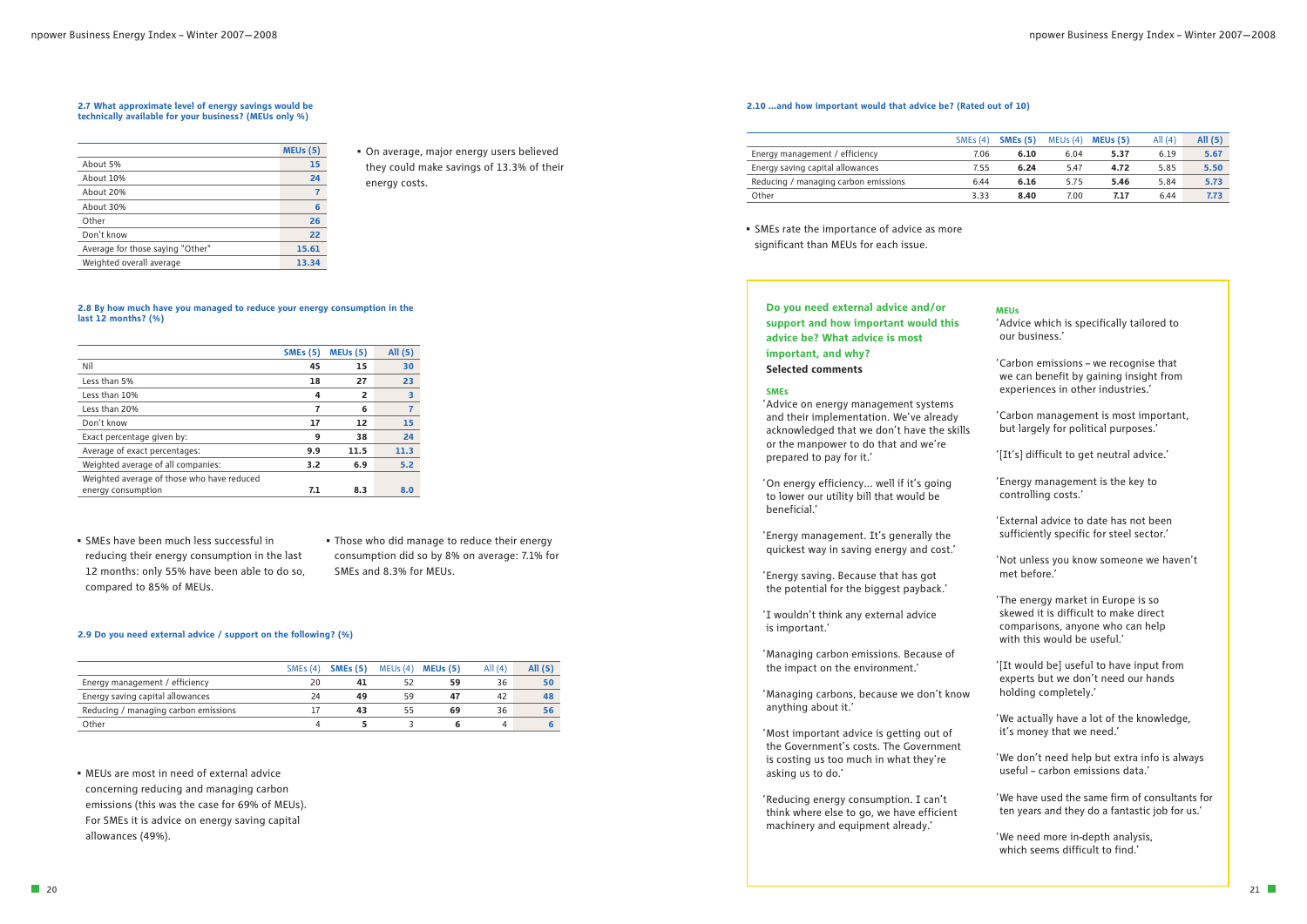#### 2.7 What approximate level of energy savings would be technically available for your business? (MEUs only %)

| | MEUs (5) |
|---|---|
| About 5% | 15 |
| About 10% | 24 |
| About 20% | 7 |
| About 30% | 6 |
| Other | 26 |
| Don't know | 22 |
| Average for those saying "Other" | 15.61 |
| Weighted overall average | 13.34 |

- On average, major energy users believed they could make savings of 13.3% of their energy costs.

#### 2.8 By how much have you managed to reduce your energy consumption in the last 12 months? (%)

| | SMEs (5) | MEUs (5) | All (5) |
|---|---|---|---|
| Nil | 45 | 15 | 30 |
| Less than 5% | 18 | 27 | 23 |
| Less than 10% | 4 | 2 | 3 |
| Less than 20% | 7 | 6 | 7 |
| Don't know | 17 | 12 | 15 |
| Exact percentage given by: | 9 | 38 | 24 |
| Average of exact percentages: | 9.9 | 11.5 | 11.3 |
| Weighted average of all companies: | 3.2 | 6.9 | 5.2 |
| Weighted average of those who have reduced energy consumption | 7.1 | 8.3 | 8.0 |

- SMEs have been much less successful in reducing their energy consumption in the last 12 months: only 55% have been able to do so, compared to 85% of MEUs.
- Those who did manage to reduce their energy consumption did so by 8% on average: 7.1% for SMEs and 8.3% for MEUs.

#### 2.9 Do you need external advice / support on the following? (%)

| | SMEs (4) | SMEs (5) | MEUs (4) | MEUs (5) | All (4) | All (5) |
|---|---|---|---|---|---|---|
| Energy management / efficiency | 20 | 41 | 52 | 59 | 36 | 50 |
| Energy saving capital allowances | 24 | 49 | 59 | 47 | 42 | 48 |
| Reducing / managing carbon emissions | 17 | 43 | 55 | 69 | 36 | 56 |
| Other | 4 | 5 | 3 | 6 | 4 | 6 |

- MEUs are most in need of external advice concerning reducing and managing carbon emissions (this was the case for 69% of MEUs). For SMEs it is advice on energy saving capital allowances (49%).

#### 2.10 ...and how important would that advice be? (Rated out of 10)

| | SMEs (4) | SMEs (5) | MEUs (4) | MEUs (5) | All (4) | All (5) |
|---|---|---|---|---|---|---|
| Energy management / efficiency | 7.06 | 6.10 | 6.04 | 5.37 | 6.19 | 5.67 |
| Energy saving capital allowances | 7.55 | 6.24 | 5.47 | 4.72 | 5.85 | 5.50 |
| Reducing / managing carbon emissions | 6.44 | 6.16 | 5.75 | 5.46 | 5.84 | 5.73 |
| Other | 3.33 | 8.40 | 7.00 | 7.17 | 6.44 | 7.73 |

- SMEs rate the importance of advice as more significant than MEUs for each issue.

**Do you need external advice and/or support and how important would this advice be? What advice is most important, and why?**

**Selected comments**

**SMEs**

'Advice on energy management systems and their implementation. We've already acknowledged that we don't have the skills or the manpower to do that and we're prepared to pay for it.'

'On energy efficiency... well if it's going to lower our utility bill that would be beneficial.'

'Energy management. It's generally the quickest way in saving energy and cost.'

'Energy saving. Because that has got the potential for the biggest payback.'

'I wouldn't think any external advice is important.'

'Managing carbon emissions. Because of the impact on the environment.'

'Managing carbons, because we don't know anything about it.'

'Most important advice is getting out of the Government's costs. The Government is costing us too much in what they're asking us to do.'

'Reducing energy consumption. I can't think where else to go, we have efficient machinery and equipment already.'

**MEUs**

'Advice which is specifically tailored to our business.'

'Carbon emissions – we recognise that we can benefit by gaining insight from experiences in other industries.'

'Carbon management is most important, but largely for political purposes.'

'[It's] difficult to get neutral advice.'

'Energy management is the key to controlling costs.'

'External advice to date has not been sufficiently specific for steel sector.'

'Not unless you know someone we haven't met before.'

'The energy market in Europe is so skewed it is difficult to make direct comparisons, anyone who can help with this would be useful.'

'[It would be] useful to have input from experts but we don't need our hands holding completely.'

'We actually have a lot of the knowledge, it's money that we need.'

'We don't need help but extra info is always useful – carbon emissions data.'

'We have used the same firm of consultants for ten years and they do a fantastic job for us.'

'We need more in-depth analysis, which seems difficult to find.'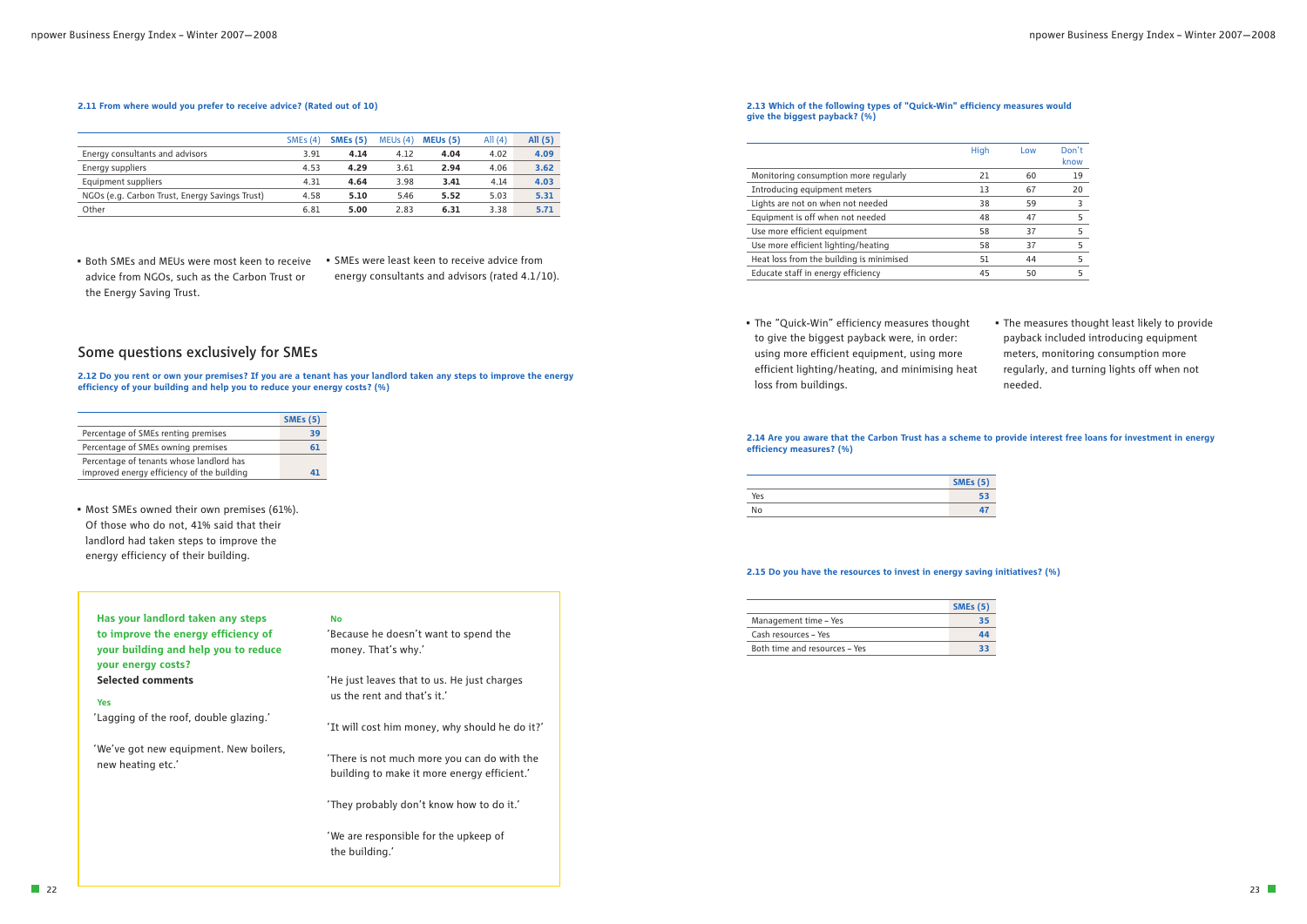**2.11 From where would you prefer to receive advice? (Rated out of 10)**

| | SMEs (4) | SMEs (5) | MEUs (4) | MEUs (5) | All (4) | All (5) |
|---|---|---|---|---|---|---|
| Energy consultants and advisors | 3.91 | **4.14** | 4.12 | **4.04** | 4.02 | **4.09** |
| Energy suppliers | 4.53 | **4.29** | 3.61 | **2.94** | 4.06 | **3.62** |
| Equipment suppliers | 4.31 | **4.64** | 3.98 | **3.41** | 4.14 | **4.03** |
| NGOs (e.g. Carbon Trust, Energy Savings Trust) | 4.58 | **5.10** | 5.46 | **5.52** | 5.03 | **5.31** |
| Other | 6.81 | **5.00** | 2.83 | **6.31** | 3.38 | **5.71** |

- Both SMEs and MEUs were most keen to receive advice from NGOs, such as the Carbon Trust or the Energy Saving Trust.
- SMEs were least keen to receive advice from energy consultants and advisors (rated 4.1/10).

## Some questions exclusively for SMEs

**2.12 Do you rent or own your premises? If you are a tenant has your landlord taken any steps to improve the energy efficiency of your building and help you to reduce your energy costs? (%)**

| | SMEs (5) |
|---|---|
| Percentage of SMEs renting premises | **39** |
| Percentage of SMEs owning premises | **61** |
| Percentage of tenants whose landlord has improved energy efficiency of the building | **41** |

- Most SMEs owned their own premises (61%). Of those who do not, 41% said that their landlord had taken steps to improve the energy efficiency of their building.

**Has your landlord taken any steps to improve the energy efficiency of your building and help you to reduce your energy costs?**
**Selected comments**

**Yes**

'Lagging of the roof, double glazing.'

'We've got new equipment. New boilers, new heating etc.'

**No**

'Because he doesn't want to spend the money. That's why.'

'He just leaves that to us. He just charges us the rent and that's it.'

'It will cost him money, why should he do it?'

'There is not much more you can do with the building to make it more energy efficient.'

'They probably don't know how to do it.'

'We are responsible for the upkeep of the building.'

**2.13 Which of the following types of "Quick-Win" efficiency measures would give the biggest payback? (%)**

| | High | Low | Don't know |
|---|---|---|---|
| Monitoring consumption more regularly | 21 | 60 | 19 |
| Introducing equipment meters | 13 | 67 | 20 |
| Lights are not on when not needed | 38 | 59 | 3 |
| Equipment is off when not needed | 48 | 47 | 5 |
| Use more efficient equipment | 58 | 37 | 5 |
| Use more efficient lighting/heating | 58 | 37 | 5 |
| Heat loss from the building is minimised | 51 | 44 | 5 |
| Educate staff in energy efficiency | 45 | 50 | 5 |

- The "Quick-Win" efficiency measures thought to give the biggest payback were, in order: using more efficient equipment, using more efficient lighting/heating, and minimising heat loss from buildings.
- The measures thought least likely to provide payback included introducing equipment meters, monitoring consumption more regularly, and turning lights off when not needed.

**2.14 Are you aware that the Carbon Trust has a scheme to provide interest free loans for investment in energy efficiency measures? (%)**

| | SMEs (5) |
|---|---|
| Yes | **53** |
| No | **47** |

**2.15 Do you have the resources to invest in energy saving initiatives? (%)**

| | SMEs (5) |
|---|---|
| Management time – Yes | **35** |
| Cash resources – Yes | **44** |
| Both time and resources – Yes | **33** |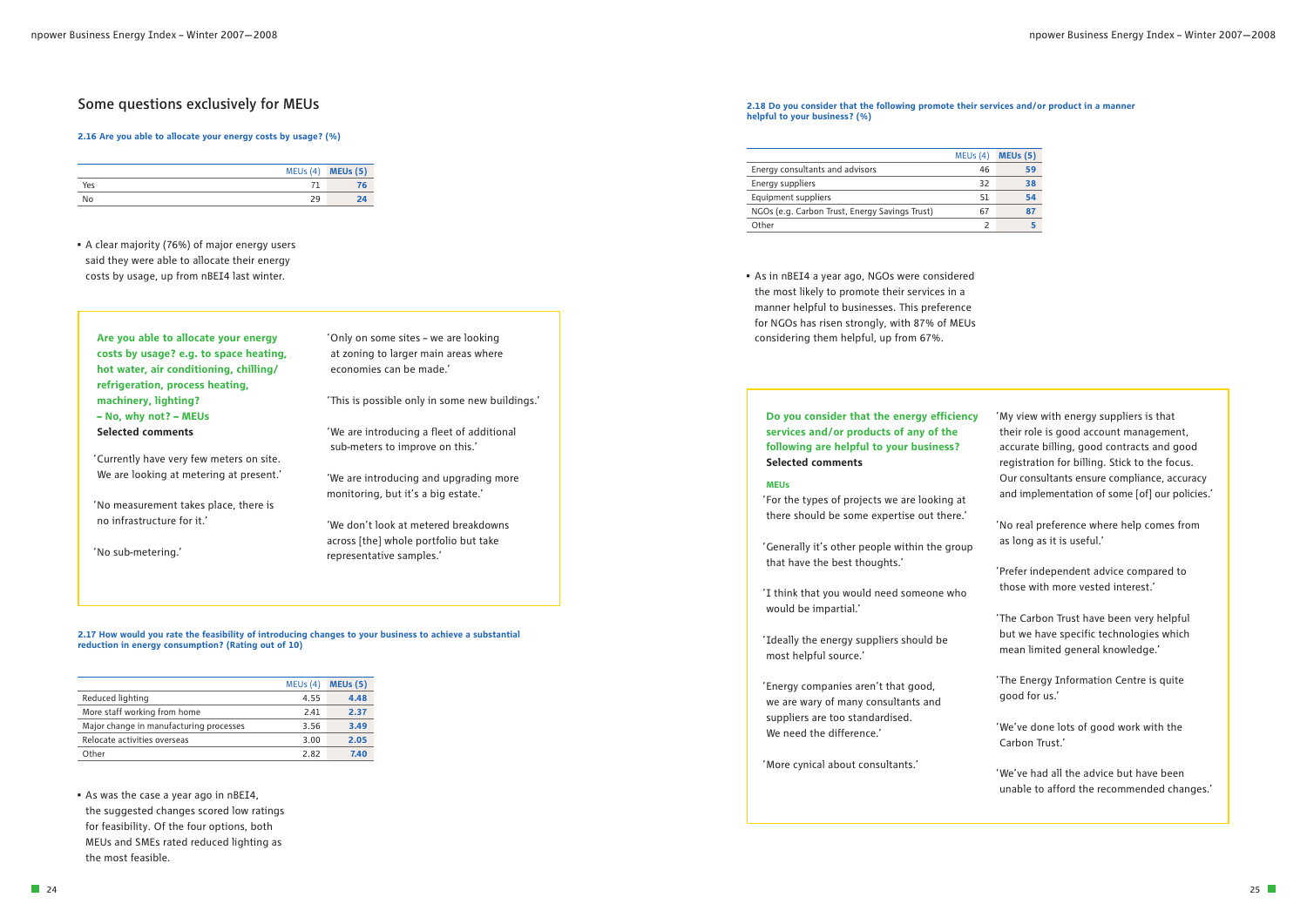## Some questions exclusively for MEUs

**2.16 Are you able to allocate your energy costs by usage? (%)**

| | MEUs (4) | MEUs (5) |
|---|---|---|
| Yes | 71 | 76 |
| No | 29 | 24 |

- A clear majority (76%) of major energy users said they were able to allocate their energy costs by usage, up from nBEI4 last winter.

**Are you able to allocate your energy costs by usage? e.g. to space heating, hot water, air conditioning, chilling/ refrigeration, process heating, machinery, lighting? – No, why not? – MEUs**
**Selected comments**

'Currently have very few meters on site. We are looking at metering at present.'

'No measurement takes place, there is no infrastructure for it.'

'No sub-metering.'

'Only on some sites – we are looking at zoning to larger main areas where economies can be made.'

'This is possible only in some new buildings.'

'We are introducing a fleet of additional sub-meters to improve on this.'

'We are introducing and upgrading more monitoring, but it's a big estate.'

'We don't look at metered breakdowns across [the] whole portfolio but take representative samples.'

**2.17 How would you rate the feasibility of introducing changes to your business to achieve a substantial reduction in energy consumption? (Rating out of 10)**

| | MEUs (4) | MEUs (5) |
|---|---|---|
| Reduced lighting | 4.55 | 4.48 |
| More staff working from home | 2.41 | 2.37 |
| Major change in manufacturing processes | 3.56 | 3.49 |
| Relocate activities overseas | 3.00 | 2.05 |
| Other | 2.82 | 7.40 |

- As was the case a year ago in nBEI4, the suggested changes scored low ratings for feasibility. Of the four options, both MEUs and SMEs rated reduced lighting as the most feasible.

**2.18 Do you consider that the following promote their services and/or product in a manner helpful to your business? (%)**

| | MEUs (4) | MEUs (5) |
|---|---|---|
| Energy consultants and advisors | 46 | 59 |
| Energy suppliers | 32 | 38 |
| Equipment suppliers | 51 | 54 |
| NGOs (e.g. Carbon Trust, Energy Savings Trust) | 67 | 87 |
| Other | 2 | 5 |

- As in nBEI4 a year ago, NGOs were considered the most likely to promote their services in a manner helpful to businesses. This preference for NGOs has risen strongly, with 87% of MEUs considering them helpful, up from 67%.

**Do you consider that the energy efficiency services and/or products of any of the following are helpful to your business?**
**Selected comments**

**MEUs**

'For the types of projects we are looking at there should be some expertise out there.'

'Generally it's other people within the group that have the best thoughts.'

'I think that you would need someone who would be impartial.'

'Ideally the energy suppliers should be most helpful source.'

'Energy companies aren't that good, we are wary of many consultants and suppliers are too standardised. We need the difference.'

'More cynical about consultants.'

'My view with energy suppliers is that their role is good account management, accurate billing, good contracts and good registration for billing. Stick to the focus. Our consultants ensure compliance, accuracy and implementation of some [of] our policies.'

'No real preference where help comes from as long as it is useful.'

'Prefer independent advice compared to those with more vested interest.'

'The Carbon Trust have been very helpful but we have specific technologies which mean limited general knowledge.'

'The Energy Information Centre is quite good for us.'

'We've done lots of good work with the Carbon Trust.'

'We've had all the advice but have been unable to afford the recommended changes.'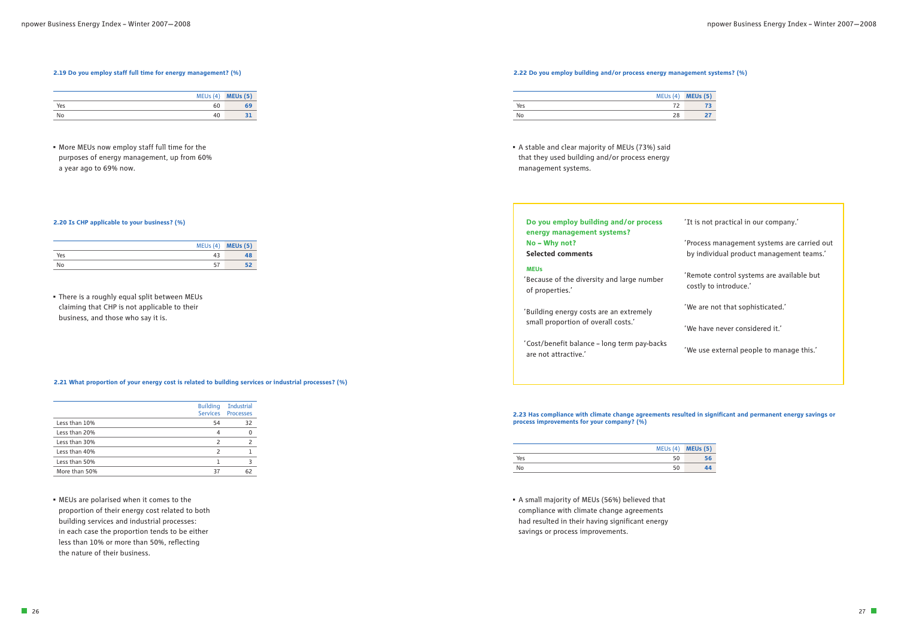**2.19 Do you employ staff full time for energy management? (%)**

| | MEUs (4) | **MEUs (5)** |
|---|---|---|
| Yes | 60 | **69** |
| No | 40 | **31** |

- More MEUs now employ staff full time for the purposes of energy management, up from 60% a year ago to 69% now.

**2.20 Is CHP applicable to your business? (%)**

| | MEUs (4) | **MEUs (5)** |
|---|---|---|
| Yes | 43 | **48** |
| No | 57 | **52** |

- There is a roughly equal split between MEUs claiming that CHP is not applicable to their business, and those who say it is.

**2.21 What proportion of your energy cost is related to building services or industrial processes? (%)**

| | Building Services | Industrial Processes |
|---|---|---|
| Less than 10% | 54 | 32 |
| Less than 20% | 4 | 0 |
| Less than 30% | 2 | 2 |
| Less than 40% | 2 | 1 |
| Less than 50% | 1 | 3 |
| More than 50% | 37 | 62 |

- MEUs are polarised when it comes to the proportion of their energy cost related to both building services and industrial processes: in each case the proportion tends to be either less than 10% or more than 50%, reflecting the nature of their business.

**2.22 Do you employ building and/or process energy management systems? (%)**

| | MEUs (4) | **MEUs (5)** |
|---|---|---|
| Yes | 72 | **73** |
| No | 28 | **27** |

- A stable and clear majority of MEUs (73%) said that they used building and/or process energy management systems.

**Do you employ building and/or process energy management systems?**
**No – Why not?**
**Selected comments**

**MEUs**

'Because of the diversity and large number of properties.'

'Building energy costs are an extremely small proportion of overall costs.'

'Cost/benefit balance – long term pay-backs are not attractive.'

'It is not practical in our company.'

'Process management systems are carried out by individual product management teams.'

'Remote control systems are available but costly to introduce.'

'We are not that sophisticated.'

'We have never considered it.'

'We use external people to manage this.'

**2.23 Has compliance with climate change agreements resulted in significant and permanent energy savings or process improvements for your company? (%)**

| | MEUs (4) | **MEUs (5)** |
|---|---|---|
| Yes | 50 | **56** |
| No | 50 | **44** |

- A small majority of MEUs (56%) believed that compliance with climate change agreements had resulted in their having significant energy savings or process improvements.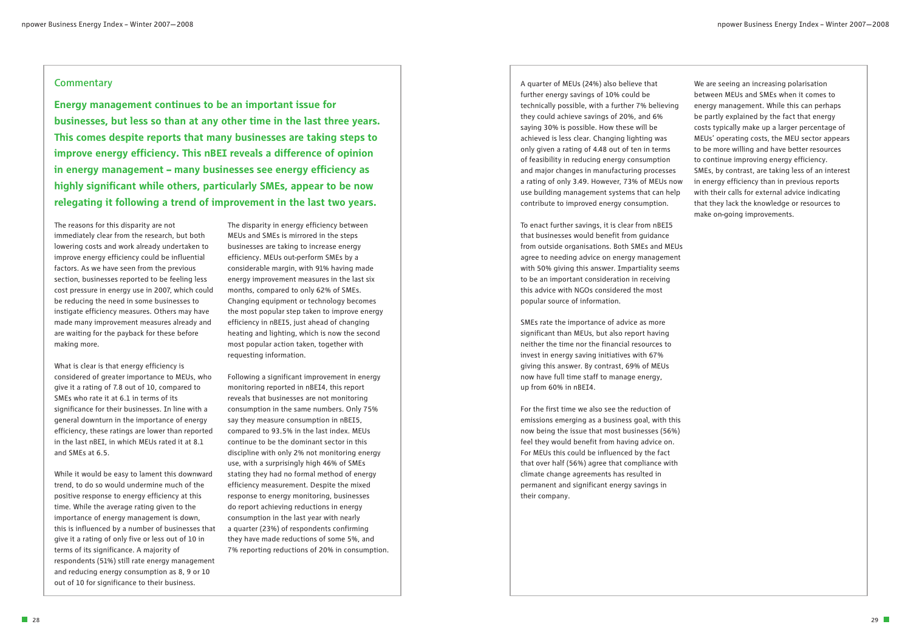## Commentary

**Energy management continues to be an important issue for businesses, but less so than at any other time in the last three years. This comes despite reports that many businesses are taking steps to improve energy efficiency. This nBEI reveals a difference of opinion in energy management – many businesses see energy efficiency as highly significant while others, particularly SMEs, appear to be now relegating it following a trend of improvement in the last two years.**

The reasons for this disparity are not immediately clear from the research, but both lowering costs and work already undertaken to improve energy efficiency could be influential factors. As we have seen from the previous section, businesses reported to be feeling less cost pressure in energy use in 2007, which could be reducing the need in some businesses to instigate efficiency measures. Others may have made many improvement measures already and are waiting for the payback for these before making more.

What is clear is that energy efficiency is considered of greater importance to MEUs, who give it a rating of 7.8 out of 10, compared to SMEs who rate it at 6.1 in terms of its significance for their businesses. In line with a general downturn in the importance of energy efficiency, these ratings are lower than reported in the last nBEI, in which MEUs rated it at 8.1 and SMEs at 6.5.

While it would be easy to lament this downward trend, to do so would undermine much of the positive response to energy efficiency at this time. While the average rating given to the importance of energy management is down, this is influenced by a number of businesses that give it a rating of only five or less out of 10 in terms of its significance. A majority of respondents (51%) still rate energy management and reducing energy consumption as 8, 9 or 10 out of 10 for significance to their business.

The disparity in energy efficiency between MEUs and SMEs is mirrored in the steps businesses are taking to increase energy efficiency. MEUs out-perform SMEs by a considerable margin, with 91% having made energy improvement measures in the last six months, compared to only 62% of SMEs. Changing equipment or technology becomes the most popular step taken to improve energy efficiency in nBEI5, just ahead of changing heating and lighting, which is now the second most popular action taken, together with requesting information.

Following a significant improvement in energy monitoring reported in nBEI4, this report reveals that businesses are not monitoring consumption in the same numbers. Only 75% say they measure consumption in nBEI5, compared to 93.5% in the last index. MEUs continue to be the dominant sector in this discipline with only 2% not monitoring energy use, with a surprisingly high 46% of SMEs stating they had no formal method of energy efficiency measurement. Despite the mixed response to energy monitoring, businesses do report achieving reductions in energy consumption in the last year with nearly a quarter (23%) of respondents confirming they have made reductions of some 5%, and 7% reporting reductions of 20% in consumption.

A quarter of MEUs (24%) also believe that further energy savings of 10% could be technically possible, with a further 7% believing they could achieve savings of 20%, and 6% saying 30% is possible. How these will be achieved is less clear. Changing lighting was only given a rating of 4.48 out of ten in terms of feasibility in reducing energy consumption and major changes in manufacturing processes a rating of only 3.49. However, 73% of MEUs now use building management systems that can help contribute to improved energy consumption.

To enact further savings, it is clear from nBEI5 that businesses would benefit from guidance from outside organisations. Both SMEs and MEUs agree to needing advice on energy management with 50% giving this answer. Impartiality seems to be an important consideration in receiving this advice with NGOs considered the most popular source of information.

SMEs rate the importance of advice as more significant than MEUs, but also report having neither the time nor the financial resources to invest in energy saving initiatives with 67% giving this answer. By contrast, 69% of MEUs now have full time staff to manage energy, up from 60% in nBEI4.

For the first time we also see the reduction of emissions emerging as a business goal, with this now being the issue that most businesses (56%) feel they would benefit from having advice on. For MEUs this could be influenced by the fact that over half (56%) agree that compliance with climate change agreements has resulted in permanent and significant energy savings in their company.

We are seeing an increasing polarisation between MEUs and SMEs when it comes to energy management. While this can perhaps be partly explained by the fact that energy costs typically make up a larger percentage of MEUs' operating costs, the MEU sector appears to be more willing and have better resources to continue improving energy efficiency. SMEs, by contrast, are taking less of an interest in energy efficiency than in previous reports with their calls for external advice indicating that they lack the knowledge or resources to make on-going improvements.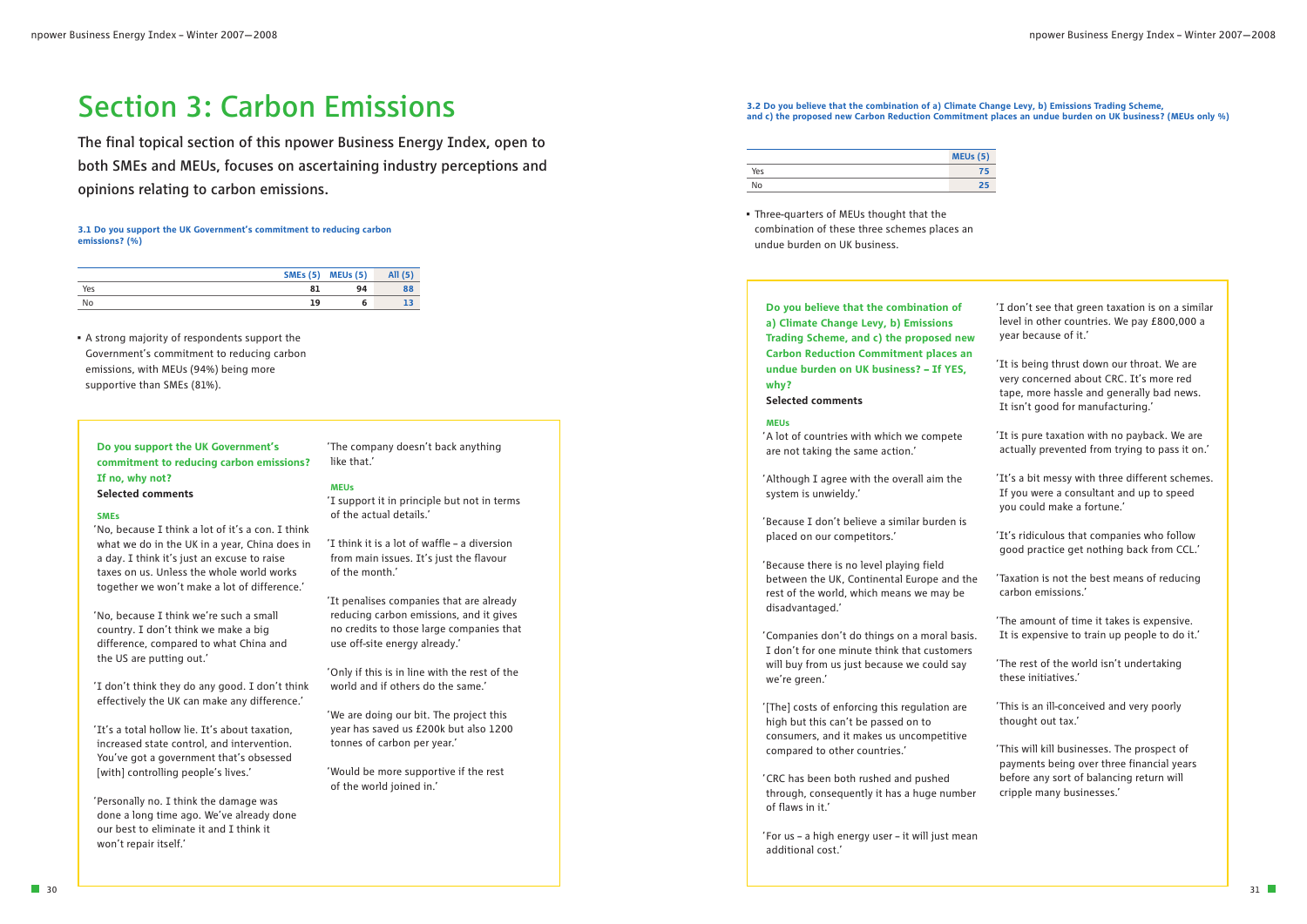# Section 3: Carbon Emissions

The final topical section of this npower Business Energy Index, open to both SMEs and MEUs, focuses on ascertaining industry perceptions and opinions relating to carbon emissions.

**3.1 Do you support the UK Government's commitment to reducing carbon emissions? (%)**

| | SMEs (5) | MEUs (5) | All (5) |
|---|---|---|---|
| Yes | 81 | 94 | 88 |
| No | 19 | 6 | 13 |

- A strong majority of respondents support the Government's commitment to reducing carbon emissions, with MEUs (94%) being more supportive than SMEs (81%).

**Do you support the UK Government's commitment to reducing carbon emissions? If no, why not?**

**Selected comments**

**SMEs**

'No, because I think a lot of it's a con. I think what we do in the UK in a year, China does in a day. I think it's just an excuse to raise taxes on us. Unless the whole world works together we won't make a lot of difference.'

'No, because I think we're such a small country. I don't think we make a big difference, compared to what China and the US are putting out.'

'I don't think they do any good. I don't think effectively the UK can make any difference.'

'It's a total hollow lie. It's about taxation, increased state control, and intervention. You've got a government that's obsessed [with] controlling people's lives.'

'Personally no. I think the damage was done a long time ago. We've already done our best to eliminate it and I think it won't repair itself.'

'The company doesn't back anything like that.'

**MEUs**

'I support it in principle but not in terms of the actual details.'

'I think it is a lot of waffle – a diversion from main issues. It's just the flavour of the month.'

'It penalises companies that are already reducing carbon emissions, and it gives no credits to those large companies that use off-site energy already.'

'Only if this is in line with the rest of the world and if others do the same.'

'We are doing our bit. The project this year has saved us £200k but also 1200 tonnes of carbon per year.'

'Would be more supportive if the rest of the world joined in.'

**3.2 Do you believe that the combination of a) Climate Change Levy, b) Emissions Trading Scheme, and c) the proposed new Carbon Reduction Commitment places an undue burden on UK business? (MEUs only %)**

| | MEUs (5) |
|---|---|
| Yes | 75 |
| No | 25 |

- Three-quarters of MEUs thought that the combination of these three schemes places an undue burden on UK business.

**Do you believe that the combination of a) Climate Change Levy, b) Emissions Trading Scheme, and c) the proposed new Carbon Reduction Commitment places an undue burden on UK business? – If YES, why?**

**Selected comments**

**MEUs**

'A lot of countries with which we compete are not taking the same action.'

'Although I agree with the overall aim the system is unwieldy.'

'Because I don't believe a similar burden is placed on our competitors.'

'Because there is no level playing field between the UK, Continental Europe and the rest of the world, which means we may be disadvantaged.'

'Companies don't do things on a moral basis. I don't for one minute think that customers will buy from us just because we could say we're green.'

'[The] costs of enforcing this regulation are high but this can't be passed on to consumers, and it makes us uncompetitive compared to other countries.'

'CRC has been both rushed and pushed through, consequently it has a huge number of flaws in it.'

'For us – a high energy user – it will just mean additional cost.'

'I don't see that green taxation is on a similar level in other countries. We pay £800,000 a year because of it.'

'It is being thrust down our throat. We are very concerned about CRC. It's more red tape, more hassle and generally bad news. It isn't good for manufacturing.'

'It is pure taxation with no payback. We are actually prevented from trying to pass it on.'

'It's a bit messy with three different schemes. If you were a consultant and up to speed you could make a fortune.'

'It's ridiculous that companies who follow good practice get nothing back from CCL.'

'Taxation is not the best means of reducing carbon emissions.'

'The amount of time it takes is expensive. It is expensive to train up people to do it.'

'The rest of the world isn't undertaking these initiatives.'

'This is an ill-conceived and very poorly thought out tax.'

'This will kill businesses. The prospect of payments being over three financial years before any sort of balancing return will cripple many businesses.'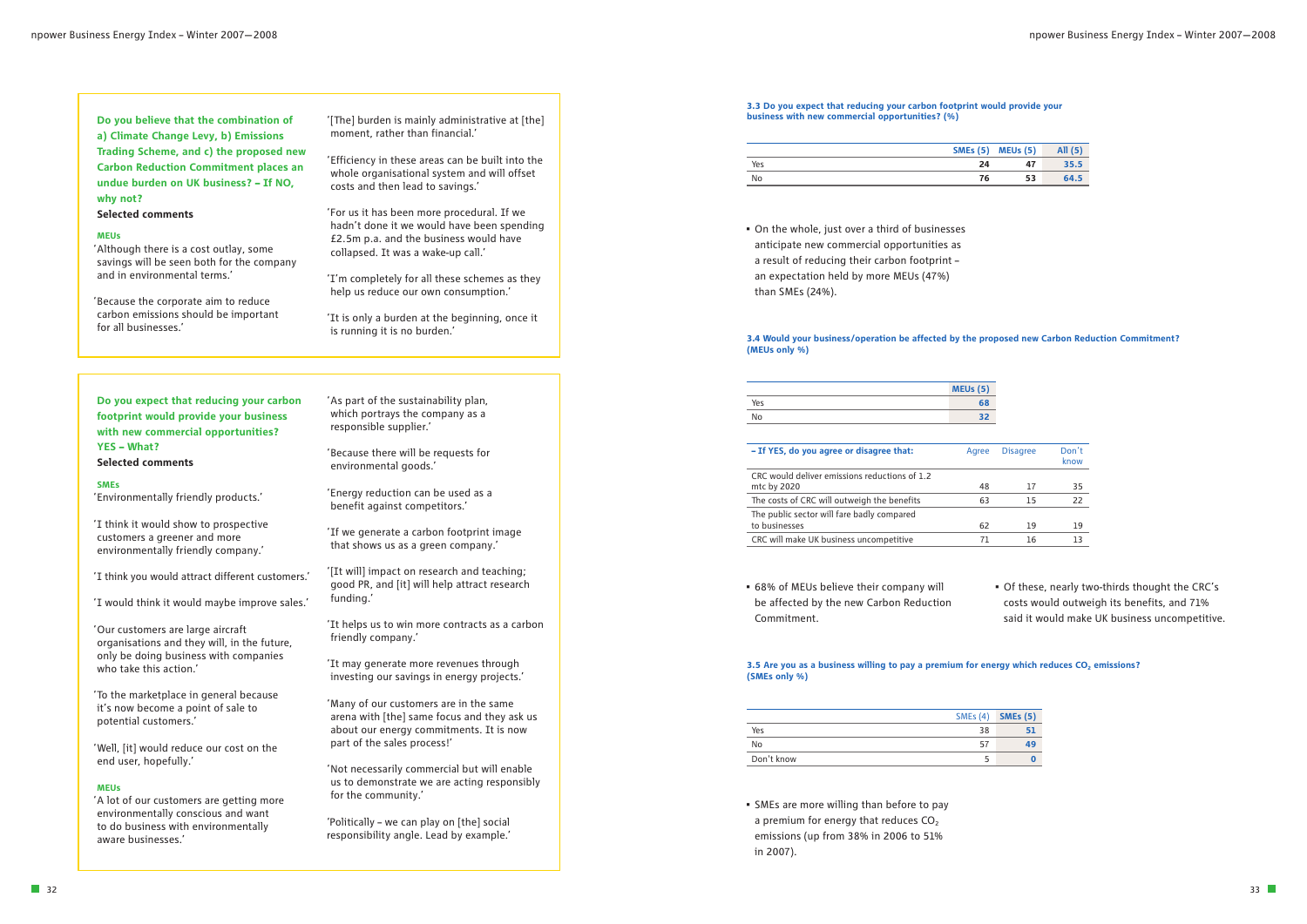**Do you believe that the combination of a) Climate Change Levy, b) Emissions Trading Scheme, and c) the proposed new Carbon Reduction Commitment places an undue burden on UK business? – If NO, why not?**

**Selected comments**

**MEUs**

'Although there is a cost outlay, some savings will be seen both for the company and in environmental terms.'

'Because the corporate aim to reduce carbon emissions should be important for all businesses.'

'[The] burden is mainly administrative at [the] moment, rather than financial.'

'Efficiency in these areas can be built into the whole organisational system and will offset costs and then lead to savings.'

'For us it has been more procedural. If we hadn't done it we would have been spending £2.5m p.a. and the business would have collapsed. It was a wake-up call.'

'I'm completely for all these schemes as they help us reduce our own consumption.'

'It is only a burden at the beginning, once it is running it is no burden.'

**Do you expect that reducing your carbon footprint would provide your business with new commercial opportunities? YES – What?**

**Selected comments**

**SMEs**

'Environmentally friendly products.'

'I think it would show to prospective customers a greener and more environmentally friendly company.'

'I think you would attract different customers.'

'I would think it would maybe improve sales.'

'Our customers are large aircraft organisations and they will, in the future, only be doing business with companies who take this action.'

'To the marketplace in general because it's now become a point of sale to potential customers.'

'Well, [it] would reduce our cost on the end user, hopefully.'

**MEUs**

'A lot of our customers are getting more environmentally conscious and want to do business with environmentally aware businesses.'

'As part of the sustainability plan, which portrays the company as a responsible supplier.'

'Because there will be requests for environmental goods.'

'Energy reduction can be used as a benefit against competitors.'

'If we generate a carbon footprint image that shows us as a green company.'

'[It will] impact on research and teaching; good PR, and [it] will help attract research funding.'

'It helps us to win more contracts as a carbon friendly company.'

'It may generate more revenues through investing our savings in energy projects.'

'Many of our customers are in the same arena with [the] same focus and they ask us about our energy commitments. It is now part of the sales process!'

'Not necessarily commercial but will enable us to demonstrate we are acting responsibly for the community.'

'Politically – we can play on [the] social responsibility angle. Lead by example.'

**3.3 Do you expect that reducing your carbon footprint would provide your business with new commercial opportunities? (%)**

| | SMEs (5) | MEUs (5) | All (5) |
|---|---|---|---|
| Yes | 24 | 47 | 35.5 |
| No | 76 | 53 | 64.5 |

- On the whole, just over a third of businesses anticipate new commercial opportunities as a result of reducing their carbon footprint – an expectation held by more MEUs (47%) than SMEs (24%).

**3.4 Would your business/operation be affected by the proposed new Carbon Reduction Commitment? (MEUs only %)**

| | MEUs (5) |
|---|---|
| Yes | 68 |
| No | 32 |

| – If YES, do you agree or disagree that: | Agree | Disagree | Don't know |
|---|---|---|---|
| CRC would deliver emissions reductions of 1.2 mtc by 2020 | 48 | 17 | 35 |
| The costs of CRC will outweigh the benefits | 63 | 15 | 22 |
| The public sector will fare badly compared to businesses | 62 | 19 | 19 |
| CRC will make UK business uncompetitive | 71 | 16 | 13 |

- 68% of MEUs believe their company will be affected by the new Carbon Reduction Commitment.
- Of these, nearly two-thirds thought the CRC's costs would outweigh its benefits, and 71% said it would make UK business uncompetitive.

**3.5 Are you as a business willing to pay a premium for energy which reduces $CO_2$ emissions? (SMEs only %)**

| | SMEs (4) | SMEs (5) |
|---|---|---|
| Yes | 38 | 51 |
| No | 57 | 49 |
| Don't know | 5 | 0 |

- SMEs are more willing than before to pay a premium for energy that reduces $CO_2$ emissions (up from 38% in 2006 to 51% in 2007).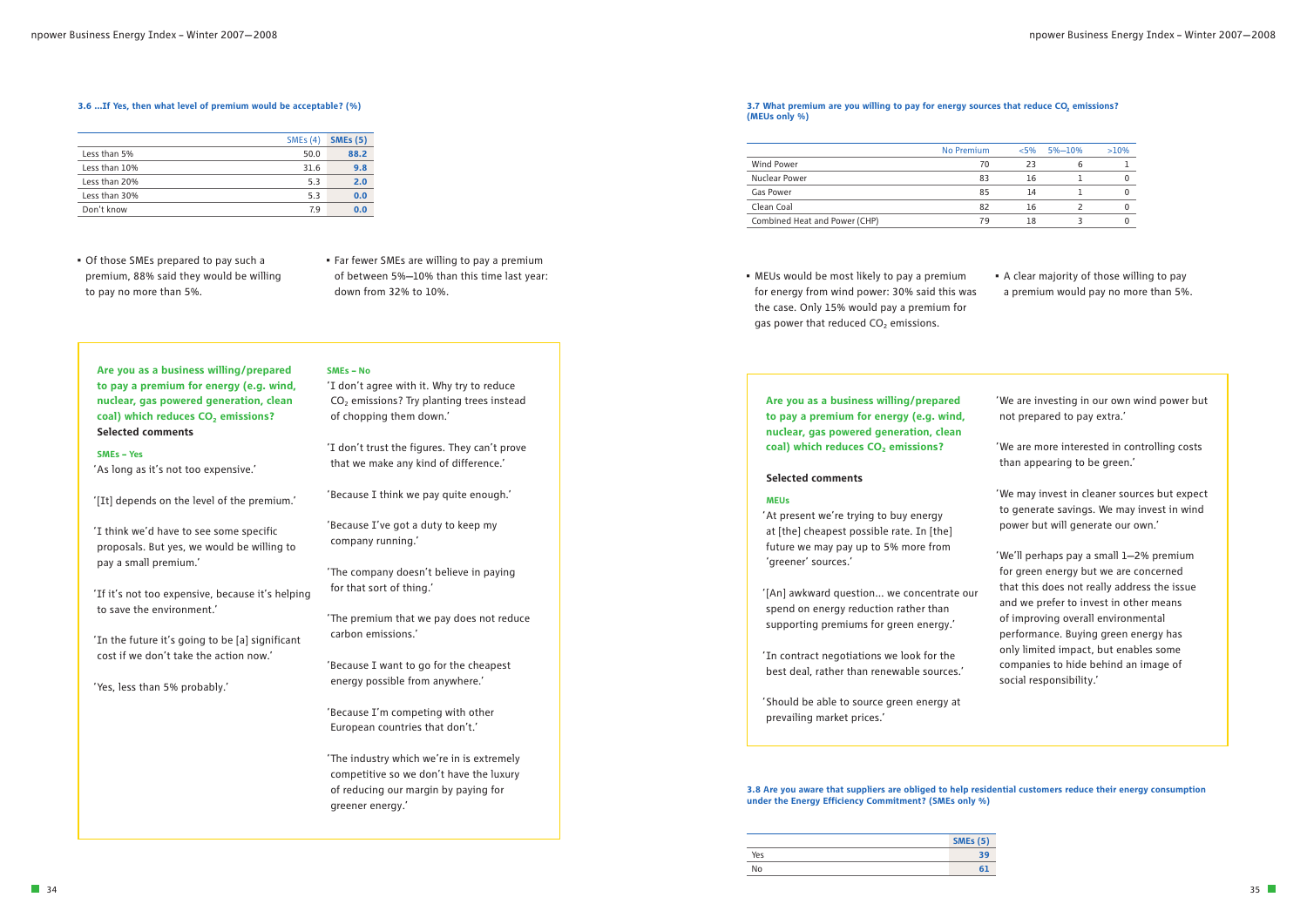### 3.6 ...If Yes, then what level of premium would be acceptable? (%)

| | SMEs (4) | SMEs (5) |
|---|---|---|
| Less than 5% | 50.0 | **88.2** |
| Less than 10% | 31.6 | **9.8** |
| Less than 20% | 5.3 | **2.0** |
| Less than 30% | 5.3 | **0.0** |
| Don't know | 7.9 | **0.0** |

- Of those SMEs prepared to pay such a premium, 88% said they would be willing to pay no more than 5%.
- Far fewer SMEs are willing to pay a premium of between 5%–10% than this time last year: down from 32% to 10%.

**Are you as a business willing/prepared to pay a premium for energy (e.g. wind, nuclear, gas powered generation, clean coal) which reduces $CO_2$ emissions?**
**Selected comments**

**SMEs – Yes**

'As long as it's not too expensive.'

'[It] depends on the level of the premium.'

'I think we'd have to see some specific proposals. But yes, we would be willing to pay a small premium.'

'If it's not too expensive, because it's helping to save the environment.'

'In the future it's going to be [a] significant cost if we don't take the action now.'

'Yes, less than 5% probably.'

**SMEs – No**

'I don't agree with it. Why try to reduce $CO_2$ emissions? Try planting trees instead of chopping them down.'

'I don't trust the figures. They can't prove that we make any kind of difference.'

'Because I think we pay quite enough.'

'Because I've got a duty to keep my company running.'

'The company doesn't believe in paying for that sort of thing.'

'The premium that we pay does not reduce carbon emissions.'

'Because I want to go for the cheapest energy possible from anywhere.'

'Because I'm competing with other European countries that don't.'

'The industry which we're in is extremely competitive so we don't have the luxury of reducing our margin by paying for greener energy.'

### 3.7 What premium are you willing to pay for energy sources that reduce $CO_2$ emissions? (MEUs only %)

| | No Premium | <5% | 5%–10% | >10% |
|---|---|---|---|---|
| Wind Power | 70 | 23 | 6 | 1 |
| Nuclear Power | 83 | 16 | 1 | 0 |
| Gas Power | 85 | 14 | 1 | 0 |
| Clean Coal | 82 | 16 | 2 | 0 |
| Combined Heat and Power (CHP) | 79 | 18 | 3 | 0 |

- MEUs would be most likely to pay a premium for energy from wind power: 30% said this was the case. Only 15% would pay a premium for gas power that reduced $CO_2$ emissions.
- A clear majority of those willing to pay a premium would pay no more than 5%.

**Are you as a business willing/prepared to pay a premium for energy (e.g. wind, nuclear, gas powered generation, clean coal) which reduces $CO_2$ emissions?**

**Selected comments**

**MEUs**

'At present we're trying to buy energy at [the] cheapest possible rate. In [the] future we may pay up to 5% more from 'greener' sources.'

'[An] awkward question... we concentrate our spend on energy reduction rather than supporting premiums for green energy.'

'In contract negotiations we look for the best deal, rather than renewable sources.'

'Should be able to source green energy at prevailing market prices.'

'We are investing in our own wind power but not prepared to pay extra.'

'We are more interested in controlling costs than appearing to be green.'

'We may invest in cleaner sources but expect to generate savings. We may invest in wind power but will generate our own.'

'We'll perhaps pay a small 1–2% premium for green energy but we are concerned that this does not really address the issue and we prefer to invest in other means of improving overall environmental performance. Buying green energy has only limited impact, but enables some companies to hide behind an image of social responsibility.'

### 3.8 Are you aware that suppliers are obliged to help residential customers reduce their energy consumption under the Energy Efficiency Commitment? (SMEs only %)

| | SMEs (5) |
|---|---|
| Yes | **39** |
| No | **61** |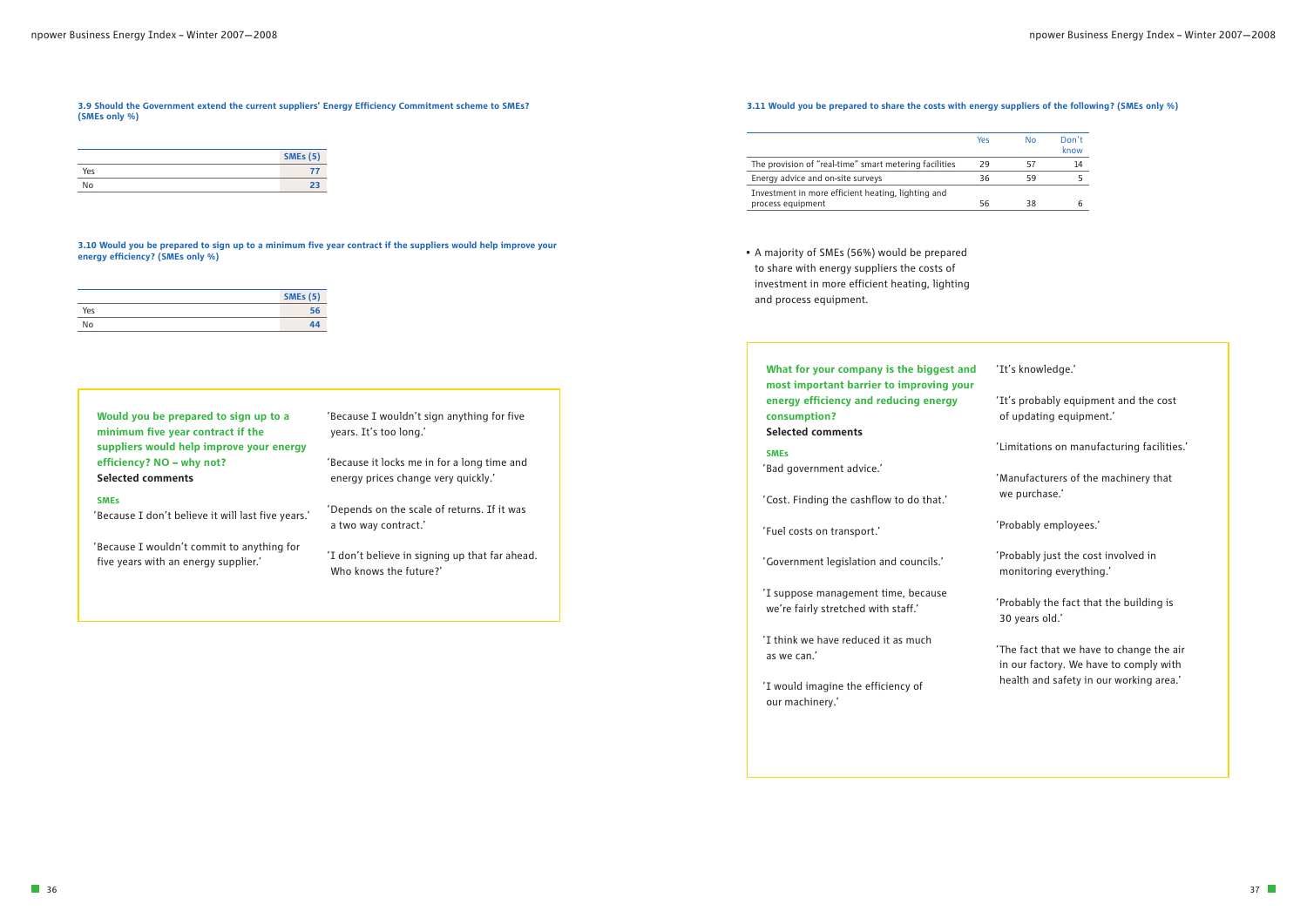### 3.9 Should the Government extend the current suppliers' Energy Efficiency Commitment scheme to SMEs? (SMEs only %)

| | SMEs (5) |
|---|---|
| Yes | 77 |
| No | 23 |

### 3.10 Would you be prepared to sign up to a minimum five year contract if the suppliers would help improve your energy efficiency? (SMEs only %)

| | SMEs (5) |
|---|---|
| Yes | 56 |
| No | 44 |

**Would you be prepared to sign up to a minimum five year contract if the suppliers would help improve your energy efficiency? NO – why not?**

**Selected comments**

**SMEs**

'Because I don't believe it will last five years.'

'Because I wouldn't commit to anything for five years with an energy supplier.'

'Because I wouldn't sign anything for five years. It's too long.'

'Because it locks me in for a long time and energy prices change very quickly.'

'Depends on the scale of returns. If it was a two way contract.'

'I don't believe in signing up that far ahead. Who knows the future?'

### 3.11 Would you be prepared to share the costs with energy suppliers of the following? (SMEs only %)

| | Yes | No | Don't know |
|---|---|---|---|
| The provision of "real-time" smart metering facilities | 29 | 57 | 14 |
| Energy advice and on-site surveys | 36 | 59 | 5 |
| Investment in more efficient heating, lighting and process equipment | 56 | 38 | 6 |

- A majority of SMEs (56%) would be prepared to share with energy suppliers the costs of investment in more efficient heating, lighting and process equipment.

**What for your company is the biggest and most important barrier to improving your energy efficiency and reducing energy consumption?**

**Selected comments**

**SMEs**

'Bad government advice.'

'Cost. Finding the cashflow to do that.'

'Fuel costs on transport.'

'Government legislation and councils.'

'I suppose management time, because we're fairly stretched with staff.'

'I think we have reduced it as much as we can.'

'I would imagine the efficiency of our machinery.'

'It's knowledge.'

'It's probably equipment and the cost of updating equipment.'

'Limitations on manufacturing facilities.'

'Manufacturers of the machinery that we purchase.'

'Probably employees.'

'Probably just the cost involved in monitoring everything.'

'Probably the fact that the building is 30 years old.'

'The fact that we have to change the air in our factory. We have to comply with health and safety in our working area.'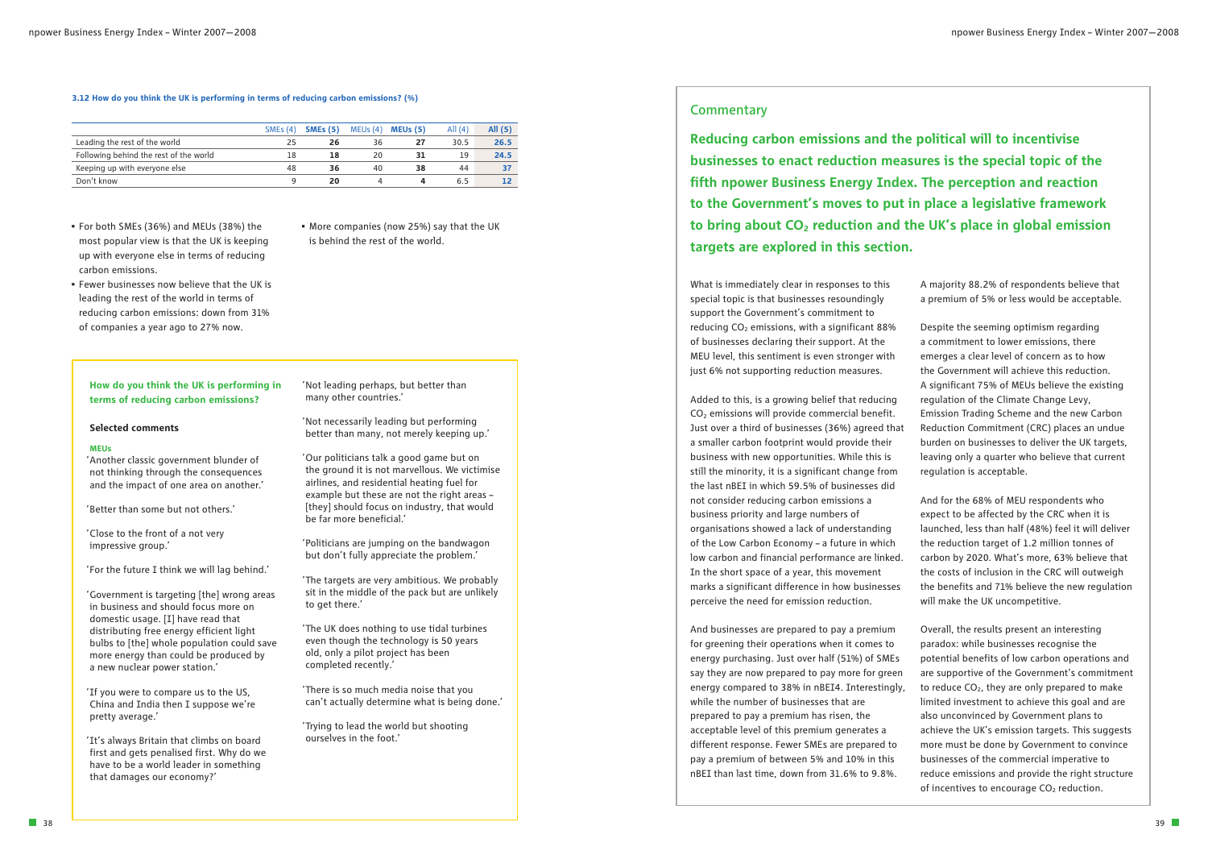**3.12 How do you think the UK is performing in terms of reducing carbon emissions? (%)**

| | SMEs (4) | SMEs (5) | MEUs (4) | MEUs (5) | All (4) | All (5) |
|---|---|---|---|---|---|---|
| Leading the rest of the world | 25 | 26 | 36 | 27 | 30.5 | 26.5 |
| Following behind the rest of the world | 18 | 18 | 20 | 31 | 19 | 24.5 |
| Keeping up with everyone else | 48 | 36 | 40 | 38 | 44 | 37 |
| Don't know | 9 | 20 | 4 | 4 | 6.5 | 12 |

- For both SMEs (36%) and MEUs (38%) the most popular view is that the UK is keeping up with everyone else in terms of reducing carbon emissions.
- Fewer businesses now believe that the UK is leading the rest of the world in terms of reducing carbon emissions: down from 31% of companies a year ago to 27% now.
- More companies (now 25%) say that the UK is behind the rest of the world.

### How do you think the UK is performing in terms of reducing carbon emissions?

**Selected comments**

**MEUs**

'Another classic government blunder of not thinking through the consequences and the impact of one area on another.'

'Better than some but not others.'

'Close to the front of a not very impressive group.'

'For the future I think we will lag behind.'

'Government is targeting [the] wrong areas in business and should focus more on domestic usage. [I] have read that distributing free energy efficient light bulbs to [the] whole population could save more energy than could be produced by a new nuclear power station.'

'If you were to compare us to the US, China and India then I suppose we're pretty average.'

'It's always Britain that climbs on board first and gets penalised first. Why do we have to be a world leader in something that damages our economy?'

'Not leading perhaps, but better than many other countries.'

'Not necessarily leading but performing better than many, not merely keeping up.'

'Our politicians talk a good game but on the ground it is not marvellous. We victimise airlines, and residential heating fuel for example but these are not the right areas – [they] should focus on industry, that would be far more beneficial.'

'Politicians are jumping on the bandwagon but don't fully appreciate the problem.'

'The targets are very ambitious. We probably sit in the middle of the pack but are unlikely to get there.'

'The UK does nothing to use tidal turbines even though the technology is 50 years old, only a pilot project has been completed recently.'

'There is so much media noise that you can't actually determine what is being done.'

'Trying to lead the world but shooting ourselves in the foot.'

## Commentary

**Reducing carbon emissions and the political will to incentivise businesses to enact reduction measures is the special topic of the fifth npower Business Energy Index. The perception and reaction to the Government's moves to put in place a legislative framework to bring about $CO_2$ reduction and the UK's place in global emission targets are explored in this section.**

What is immediately clear in responses to this special topic is that businesses resoundingly support the Government's commitment to reducing $CO_2$ emissions, with a significant 88% of businesses declaring their support. At the MEU level, this sentiment is even stronger with just 6% not supporting reduction measures.

Added to this, is a growing belief that reducing $CO_2$ emissions will provide commercial benefit. Just over a third of businesses (36%) agreed that a smaller carbon footprint would provide their business with new opportunities. While this is still the minority, it is a significant change from the last nBEI in which 59.5% of businesses did not consider reducing carbon emissions a business priority and large numbers of organisations showed a lack of understanding of the Low Carbon Economy – a future in which low carbon and financial performance are linked. In the short space of a year, this movement marks a significant difference in how businesses perceive the need for emission reduction.

And businesses are prepared to pay a premium for greening their operations when it comes to energy purchasing. Just over half (51%) of SMEs say they are now prepared to pay more for green energy compared to 38% in nBEI4. Interestingly, while the number of businesses that are prepared to pay a premium has risen, the acceptable level of this premium generates a different response. Fewer SMEs are prepared to pay a premium of between 5% and 10% in this nBEI than last time, down from 31.6% to 9.8%.

A majority 88.2% of respondents believe that a premium of 5% or less would be acceptable.

Despite the seeming optimism regarding a commitment to lower emissions, there emerges a clear level of concern as to how the Government will achieve this reduction. A significant 75% of MEUs believe the existing regulation of the Climate Change Levy, Emission Trading Scheme and the new Carbon Reduction Commitment (CRC) places an undue burden on businesses to deliver the UK targets, leaving only a quarter who believe that current regulation is acceptable.

And for the 68% of MEU respondents who expect to be affected by the CRC when it is launched, less than half (48%) feel it will deliver the reduction target of 1.2 million tonnes of carbon by 2020. What's more, 63% believe that the costs of inclusion in the CRC will outweigh the benefits and 71% believe the new regulation will make the UK uncompetitive.

Overall, the results present an interesting paradox: while businesses recognise the potential benefits of low carbon operations and are supportive of the Government's commitment to reduce $CO_2$, they are only prepared to make limited investment to achieve this goal and are also unconvinced by Government plans to achieve the UK's emission targets. This suggests more must be done by Government to convince businesses of the commercial imperative to reduce emissions and provide the right structure of incentives to encourage $CO_2$ reduction.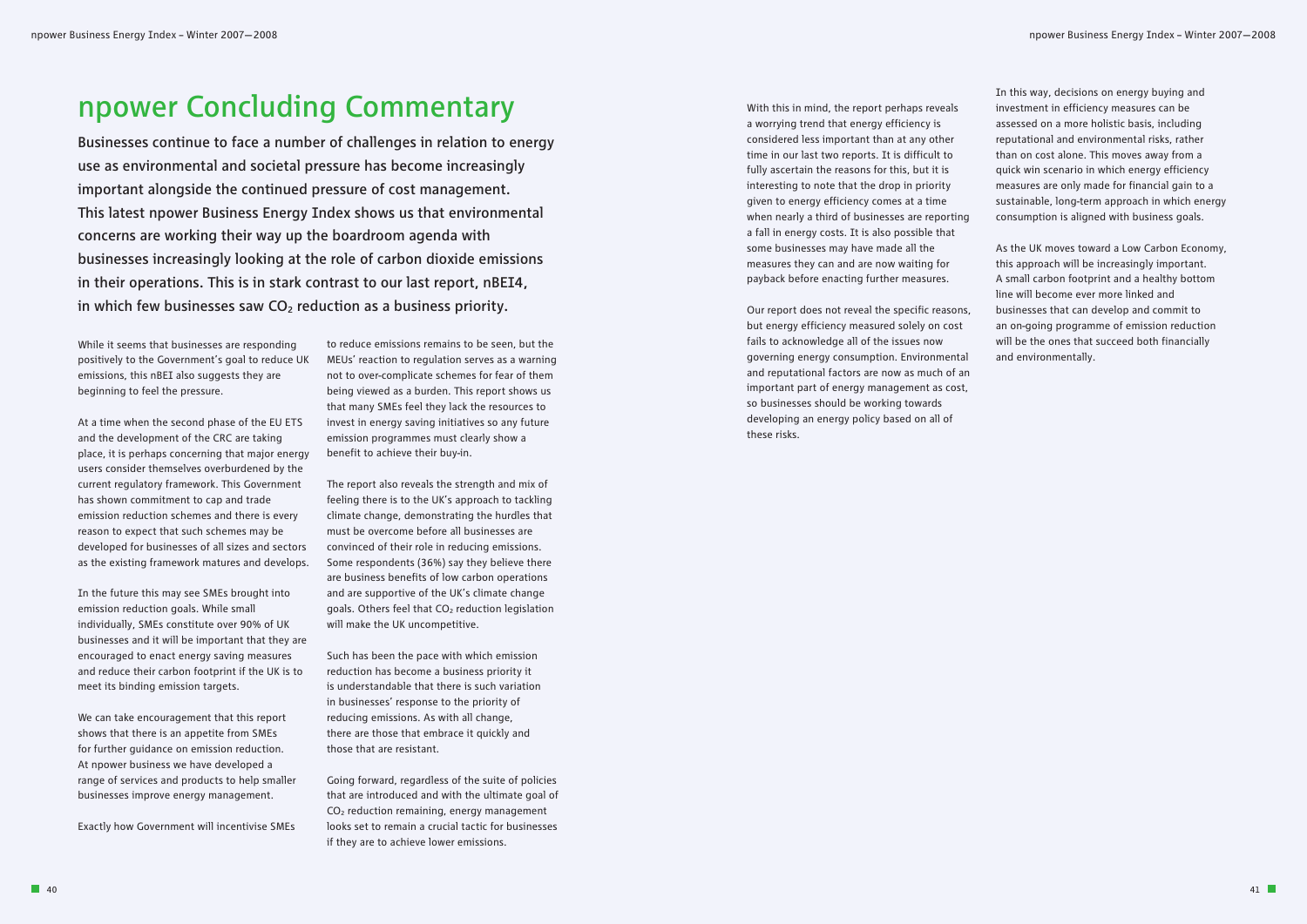# npower Concluding Commentary

**Businesses continue to face a number of challenges in relation to energy use as environmental and societal pressure has become increasingly important alongside the continued pressure of cost management. This latest npower Business Energy Index shows us that environmental concerns are working their way up the boardroom agenda with businesses increasingly looking at the role of carbon dioxide emissions in their operations. This is in stark contrast to our last report, nBEI4, in which few businesses saw $CO_2$ reduction as a business priority.**

While it seems that businesses are responding positively to the Government's goal to reduce UK emissions, this nBEI also suggests they are beginning to feel the pressure.

At a time when the second phase of the EU ETS and the development of the CRC are taking place, it is perhaps concerning that major energy users consider themselves overburdened by the current regulatory framework. This Government has shown commitment to cap and trade emission reduction schemes and there is every reason to expect that such schemes may be developed for businesses of all sizes and sectors as the existing framework matures and develops.

In the future this may see SMEs brought into emission reduction goals. While small individually, SMEs constitute over 90% of UK businesses and it will be important that they are encouraged to enact energy saving measures and reduce their carbon footprint if the UK is to meet its binding emission targets.

We can take encouragement that this report shows that there is an appetite from SMEs for further guidance on emission reduction. At npower business we have developed a range of services and products to help smaller businesses improve energy management.

Exactly how Government will incentivise SMEs to reduce emissions remains to be seen, but the MEUs' reaction to regulation serves as a warning not to over-complicate schemes for fear of them being viewed as a burden. This report shows us that many SMEs feel they lack the resources to invest in energy saving initiatives so any future emission programmes must clearly show a benefit to achieve their buy-in.

The report also reveals the strength and mix of feeling there is to the UK's approach to tackling climate change, demonstrating the hurdles that must be overcome before all businesses are convinced of their role in reducing emissions. Some respondents (36%) say they believe there are business benefits of low carbon operations and are supportive of the UK's climate change goals. Others feel that $CO_2$ reduction legislation will make the UK uncompetitive.

Such has been the pace with which emission reduction has become a business priority it is understandable that there is such variation in businesses' response to the priority of reducing emissions. As with all change, there are those that embrace it quickly and those that are resistant.

Going forward, regardless of the suite of policies that are introduced and with the ultimate goal of $CO_2$ reduction remaining, energy management looks set to remain a crucial tactic for businesses if they are to achieve lower emissions.

With this in mind, the report perhaps reveals a worrying trend that energy efficiency is considered less important than at any other time in our last two reports. It is difficult to fully ascertain the reasons for this, but it is interesting to note that the drop in priority given to energy efficiency comes at a time when nearly a third of businesses are reporting a fall in energy costs. It is also possible that some businesses may have made all the measures they can and are now waiting for payback before enacting further measures.

Our report does not reveal the specific reasons, but energy efficiency measured solely on cost fails to acknowledge all of the issues now governing energy consumption. Environmental and reputational factors are now as much of an important part of energy management as cost, so businesses should be working towards developing an energy policy based on all of these risks.

In this way, decisions on energy buying and investment in efficiency measures can be assessed on a more holistic basis, including reputational and environmental risks, rather than on cost alone. This moves away from a quick win scenario in which energy efficiency measures are only made for financial gain to a sustainable, long-term approach in which energy consumption is aligned with business goals.

As the UK moves toward a Low Carbon Economy, this approach will be increasingly important. A small carbon footprint and a healthy bottom line will become ever more linked and businesses that can develop and commit to an on-going programme of emission reduction will be the ones that succeed both financially and environmentally.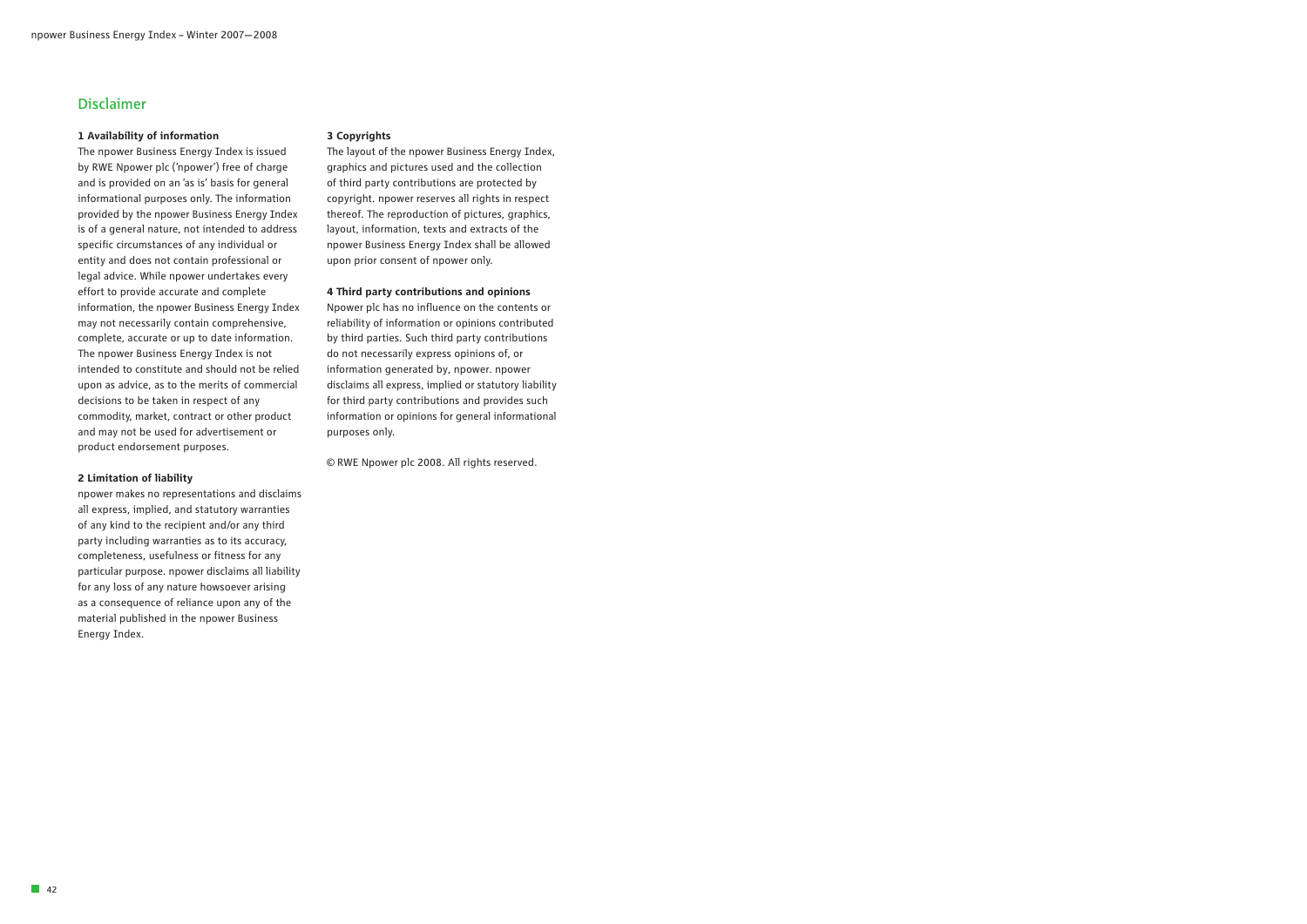## Disclaimer

**1 Availability of information**

The npower Business Energy Index is issued by RWE Npower plc ('npower') free of charge and is provided on an 'as is' basis for general informational purposes only. The information provided by the npower Business Energy Index is of a general nature, not intended to address specific circumstances of any individual or entity and does not contain professional or legal advice. While npower undertakes every effort to provide accurate and complete information, the npower Business Energy Index may not necessarily contain comprehensive, complete, accurate or up to date information. The npower Business Energy Index is not intended to constitute and should not be relied upon as advice, as to the merits of commercial decisions to be taken in respect of any commodity, market, contract or other product and may not be used for advertisement or product endorsement purposes.

**2 Limitation of liability**

npower makes no representations and disclaims all express, implied, and statutory warranties of any kind to the recipient and/or any third party including warranties as to its accuracy, completeness, usefulness or fitness for any particular purpose. npower disclaims all liability for any loss of any nature howsoever arising as a consequence of reliance upon any of the material published in the npower Business Energy Index.

**3 Copyrights**

The layout of the npower Business Energy Index, graphics and pictures used and the collection of third party contributions are protected by copyright. npower reserves all rights in respect thereof. The reproduction of pictures, graphics, layout, information, texts and extracts of the npower Business Energy Index shall be allowed upon prior consent of npower only.

**4 Third party contributions and opinions**

Npower plc has no influence on the contents or reliability of information or opinions contributed by third parties. Such third party contributions do not necessarily express opinions of, or information generated by, npower. npower disclaims all express, implied or statutory liability for third party contributions and provides such information or opinions for general informational purposes only.

© RWE Npower plc 2008. All rights reserved.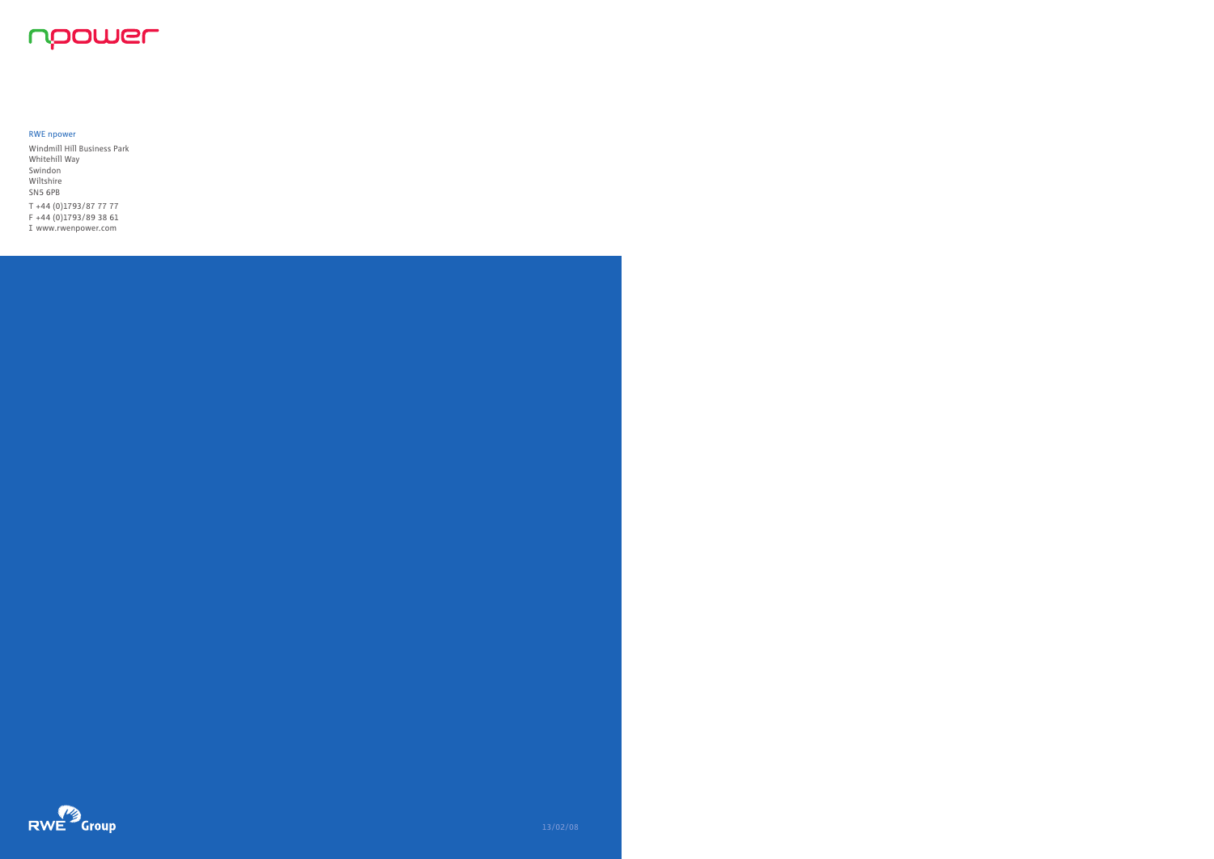npower

RWE npower

Windmill Hill Business Park
Whitehill Way
Swindon
Wiltshire
SN5 6PB

T +44 (0)1793/87 77 77
F +44 (0)1793/89 38 61
I www.rwenpower.com

RWE Group

13/02/08